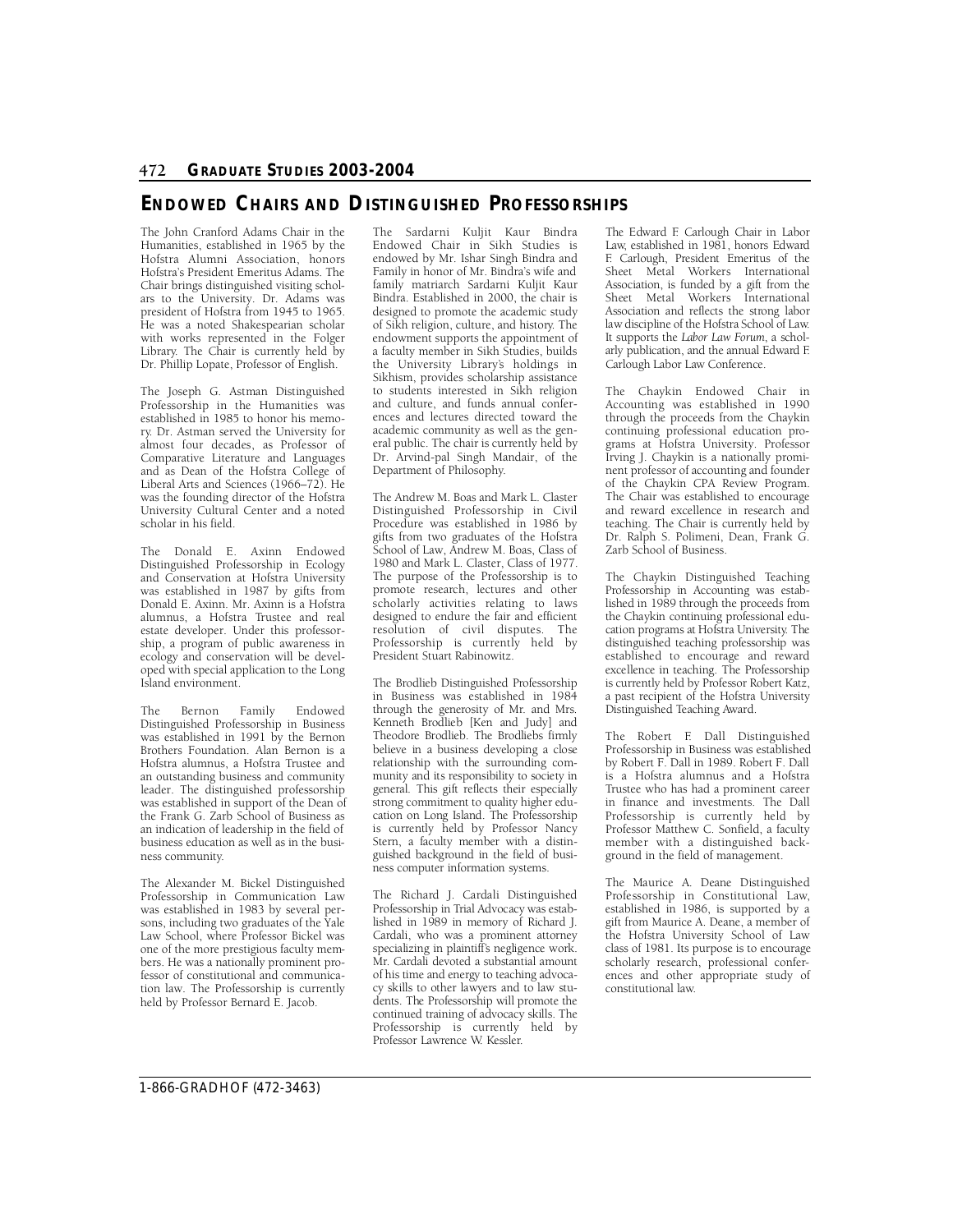## ENDOWED CHAIRS AND DISTINGUISHED PROFESSORSHIPS

The John Cranford Adams Chair in the Humanities, established in 1965 by the Hofstra Alumni Association, honors Hofstra's President Emeritus Adams. The Chair brings distinguished visiting scholars to the University. Dr. Adams was president of Hofstra from 1945 to 1965. He was a noted Shakespearian scholar with works represented in the Folger Library. The Chair is currently held by Dr. Phillip Lopate, Professor of English.

The Joseph G. Astman Distinguished Professorship in the Humanities was established in 1985 to honor his memory. Dr. Astman served the University for almost four decades, as Professor of Comparative Literature and Languages and as Dean of the Hofstra College of Liberal Arts and Sciences (1966–72). He was the founding director of the Hofstra University Cultural Center and a noted scholar in his field.

The Donald E. Axinn Endowed Distinguished Professorship in Ecology and Conservation at Hofstra University was established in 1987 by gifts from Donald E. Axinn. Mr. Axinn is a Hofstra alumnus, a Hofstra Trustee and real estate developer. Under this professorship, a program of public awareness in ecology and conservation will be developed with special application to the Long Island environment.

The Bernon Family Endowed Distinguished Professorship in Business was established in 1991 by the Bernon Brothers Foundation. Alan Bernon is a Hofstra alumnus, a Hofstra Trustee and an outstanding business and community leader. The distinguished professorship was established in support of the Dean of the Frank G. Zarb School of Business as an indication of leadership in the field of business education as well as in the business community.

The Alexander M. Bickel Distinguished Professorship in Communication Law was established in 1983 by several persons, including two graduates of the Yale Law School, where Professor Bickel was one of the more prestigious faculty members. He was a nationally prominent professor of constitutional and communication law. The Professorship is currently held by Professor Bernard E. Jacob.

The Sardarni Kuljit Kaur Bindra Endowed Chair in Sikh Studies is endowed by Mr. Ishar Singh Bindra and Family in honor of Mr. Bindra's wife and family matriarch Sardarni Kuljit Kaur Bindra. Established in 2000, the chair is designed to promote the academic study of Sikh religion, culture, and history. The endowment supports the appointment of a faculty member in Sikh Studies, builds the University Library's holdings in Sikhism, provides scholarship assistance to students interested in Sikh religion and culture, and funds annual conferences and lectures directed toward the academic community as well as the general public. The chair is currently held by Dr. Arvind-pal Singh Mandair, of the Department of Philosophy.

The Andrew M. Boas and Mark L. Claster Distinguished Professorship in Civil Procedure was established in 1986 by gifts from two graduates of the Hofstra School of Law, Andrew M. Boas, Class of 1980 and Mark L. Claster, Class of 1977. The purpose of the Professorship is to promote research, lectures and other scholarly activities relating to laws designed to endure the fair and efficient resolution of civil disputes. The Professorship is currently held by President Stuart Rabinowitz.

The Brodlieb Distinguished Professorship in Business was established in 1984 through the generosity of Mr. and Mrs. Kenneth Brodlieb [Ken and Judy] and Theodore Brodlieb. The Brodliebs firmly believe in a business developing a close relationship with the surrounding community and its responsibility to society in general. This gift reflects their especially strong commitment to quality higher education on Long Island. The Professorship is currently held by Professor Nancy Stern, a faculty member with a distinguished background in the field of business computer information systems.

The Richard J. Cardali Distinguished Professorship in Trial Advocacy was established in 1989 in memory of Richard J. Cardali, who was a prominent attorney specializing in plaintiff's negligence work. Mr. Cardali devoted a substantial amount of his time and energy to teaching advocacy skills to other lawyers and to law students. The Professorship will promote the continued training of advocacy skills. The Professorship is currently held by Professor Lawrence W. Kessler.

The Edward F. Carlough Chair in Labor Law, established in 1981, honors Edward F. Carlough, President Emeritus of the Sheet Metal Workers International Association, is funded by a gift from the Sheet Metal Workers International Association and reflects the strong labor law discipline of the Hofstra School of Law. It supports the *Labor Law Forum*, a scholarly publication, and the annual Edward F. Carlough Labor Law Conference.

The Chaykin Endowed Chair in Accounting was established in 1990 through the proceeds from the Chaykin continuing professional education programs at Hofstra University. Professor Irving J. Chaykin is a nationally prominent professor of accounting and founder of the Chaykin CPA Review Program. The Chair was established to encourage and reward excellence in research and teaching. The Chair is currently held by Dr. Ralph S. Polimeni, Dean, Frank G. Zarb School of Business.

The Chaykin Distinguished Teaching Professorship in Accounting was established in 1989 through the proceeds from the Chaykin continuing professional education programs at Hofstra University. The distinguished teaching professorship was established to encourage and reward excellence in teaching. The Professorship is currently held by Professor Robert Katz, a past recipient of the Hofstra University Distinguished Teaching Award.

The Robert F. Dall Distinguished Professorship in Business was established by Robert F. Dall in 1989. Robert F. Dall is a Hofstra alumnus and a Hofstra Trustee who has had a prominent career in finance and investments. The Dall Professorship is currently held by Professor Matthew C. Sonfield, a faculty member with a distinguished background in the field of management.

The Maurice A. Deane Distinguished Professorship in Constitutional Law, established in 1986, is supported by a gift from Maurice A. Deane, a member of the Hofstra University School of Law class of 1981. Its purpose is to encourage scholarly research, professional conferences and other appropriate study of constitutional law.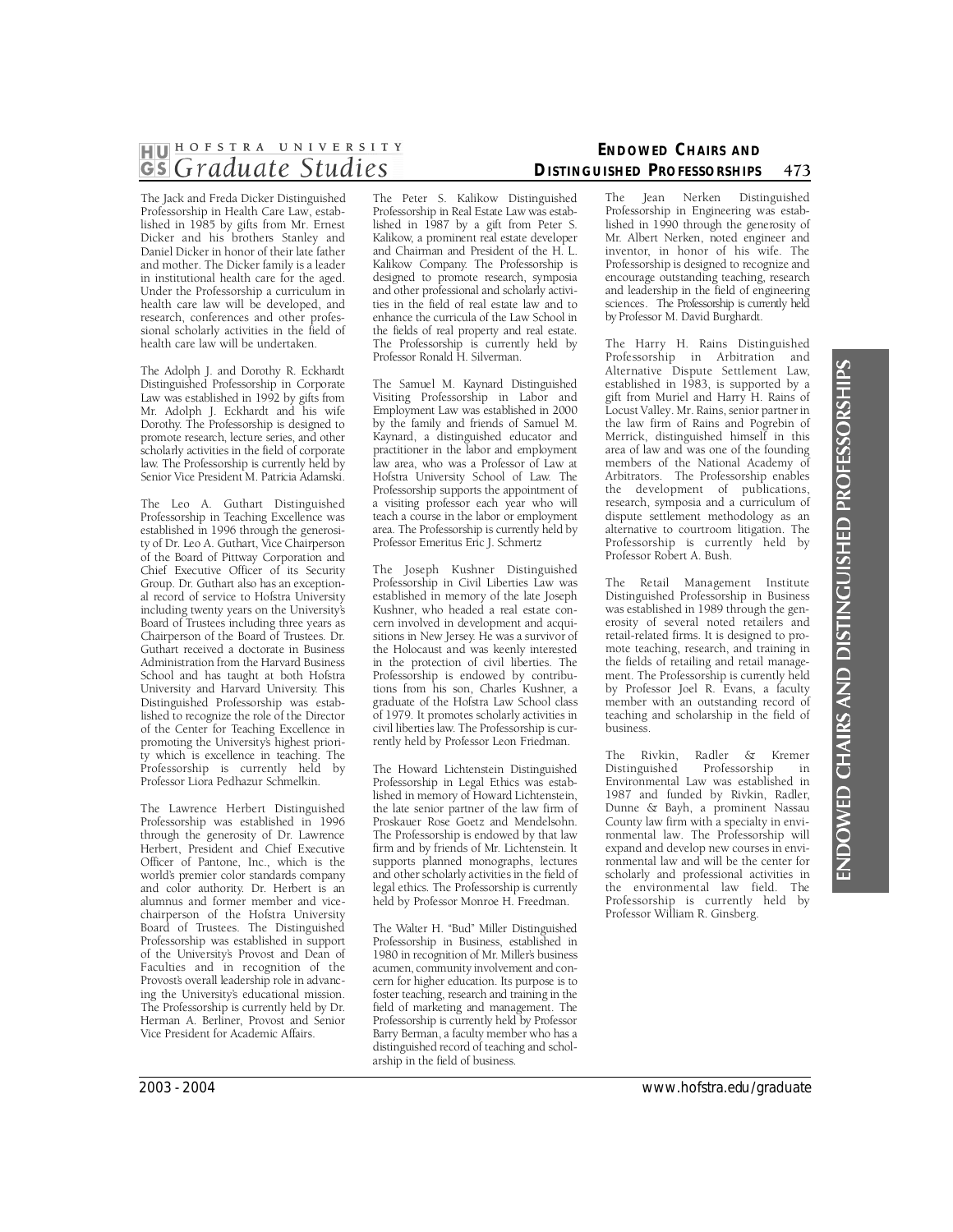The Jack and Freda Dicker Distinguished Professorship in Health Care Law, established in 1985 by gifts from Mr. Ernest Dicker and his brothers Stanley and Daniel Dicker in honor of their late father and mother. The Dicker family is a leader in institutional health care for the aged. Under the Professorship a curriculum in health care law will be developed, and research, conferences and other professional scholarly activities in the field of health care law will be undertaken.

The Adolph J. and Dorothy R. Eckhardt Distinguished Professorship in Corporate Law was established in 1992 by gifts from Mr. Adolph J. Eckhardt and his wife Dorothy. The Professorship is designed to promote research, lecture series, and other scholarly activities in the field of corporate law. The Professorship is currently held by Senior Vice President M. Patricia Adamski.

The Leo A. Guthart Distinguished Professorship in Teaching Excellence was established in 1996 through the generosity of Dr. Leo A. Guthart, Vice Chairperson of the Board of Pittway Corporation and Chief Executive Officer of its Security Group. Dr. Guthart also has an exceptional record of service to Hofstra University including twenty years on the University's Board of Trustees including three years as Chairperson of the Board of Trustees. Dr. Guthart received a doctorate in Business Administration from the Harvard Business School and has taught at both Hofstra University and Harvard University. This Distinguished Professorship was established to recognize the role of the Director of the Center for Teaching Excellence in promoting the University's highest priority which is excellence in teaching. The Professorship is currently held by Professor Liora Pedhazur Schmelkin.

The Lawrence Herbert Distinguished Professorship was established in 1996 through the generosity of Dr. Lawrence Herbert, President and Chief Executive Officer of Pantone, Inc., which is the world's premier color standards company and color authority. Dr. Herbert is an alumnus and former member and vice-chairperson of the Hofstra University Board of Trustees. The Distinguished Professorship was established in support of the University's Provost and Dean of Faculties and in recognition of the Provost's overall leadership role in advancing the University's educational mission. The Professorship is currently held by Dr. Herman A. Berliner, Provost and Senior Vice President for Academic Affairs.

The Peter S. Kalikow Distinguished Professorship in Real Estate Law was established in 1987 by a gift from Peter S. Kalikow, a prominent real estate developer and Chairman and President of the H. L. Kalikow Company. The Professorship is designed to promote research, symposia and other professional and scholarly activities in the field of real estate law and to enhance the curricula of the Law School in the fields of real property and real estate. The Professorship is currently held by Professor Ronald H. Silverman.

The Samuel M. Kaynard Distinguished Visiting Professorship in Labor and Employment Law was established in 2000 by the family and friends of Samuel M. Kaynard, a distinguished educator and practitioner in the labor and employment law area, who was a Professor of Law at Hofstra University School of Law. The Professorship supports the appointment of a visiting professor each year who will teach a course in the labor or employment area. The Professorship is currently held by Professor Emeritus Eric J. Schmertz

The Joseph Kushner Distinguished Professorship in Civil Liberties Law was established in memory of the late Joseph Kushner, who headed a real estate concern involved in development and acquisitions in New Jersey. He was a survivor of the Holocaust and was keenly interested in the protection of civil liberties. The Professorship is endowed by contributions from his son, Charles Kushner, a graduate of the Hofstra Law School class of 1979. It promotes scholarly activities in civil liberties law. The Professorship is currently held by Professor Leon Friedman.

The Howard Lichtenstein Distinguished Professorship in Legal Ethics was established in memory of Howard Lichtenstein, the late senior partner of the law firm of Proskauer Rose Goetz and Mendelsohn. The Professorship is endowed by that law firm and by friends of Mr. Lichtenstein. It supports planned monographs, lectures and other scholarly activities in the field of legal ethics. The Professorship is currently held by Professor Monroe H. Freedman.

The Walter H. "Bud" Miller Distinguished Professorship in Business, established in 1980 in recognition of Mr. Miller's business acumen, community involvement and concern for higher education. Its purpose is to foster teaching, research and training in the field of marketing and management. The Professorship is currently held by Professor Barry Berman, a faculty member who has a distinguished record of teaching and scholarship in the field of business.

The Jean Nerken Distinguished Professorship in Engineering was established in 1990 through the generosity of Mr. Albert Nerken, noted engineer and inventor, in honor of his wife. The Professorship is designed to recognize and encourage outstanding teaching, research and leadership in the field of engineering sciences. The Professorship is currently held by Professor M. David Burghardt.

The Harry H. Rains Distinguished Professorship in Arbitration and Alternative Dispute Settlement Law, established in 1983, is supported by a gift from Muriel and Harry H. Rains of Locust Valley. Mr. Rains, senior partner in the law firm of Rains and Pogrebin of Merrick, distinguished himself in this area of law and was one of the founding members of the National Academy of Arbitrators. The Professorship enables the development of publications, research, symposia and a curriculum of dispute settlement methodology as an alternative to courtroom litigation. The Professorship is currently held by Professor Robert A. Bush.

The Retail Management Institute Distinguished Professorship in Business was established in 1989 through the generosity of several noted retailers and retail-related firms. It is designed to promote teaching, research, and training in the fields of retailing and retail management. The Professorship is currently held by Professor Joel R. Evans, a faculty member with an outstanding record of teaching and scholarship in the field of business.

The Rivkin, Radler & Kremer Distinguished Professorship in Environmental Law was established in 1987 and funded by Rivkin, Radler, Dunne & Bayh, a prominent Nassau County law firm with a specialty in environmental law. The Professorship will expand and develop new courses in environmental law and will be the center for scholarly and professional activities in the environmental law field. The Professorship is currently held by Professor William R. Ginsberg.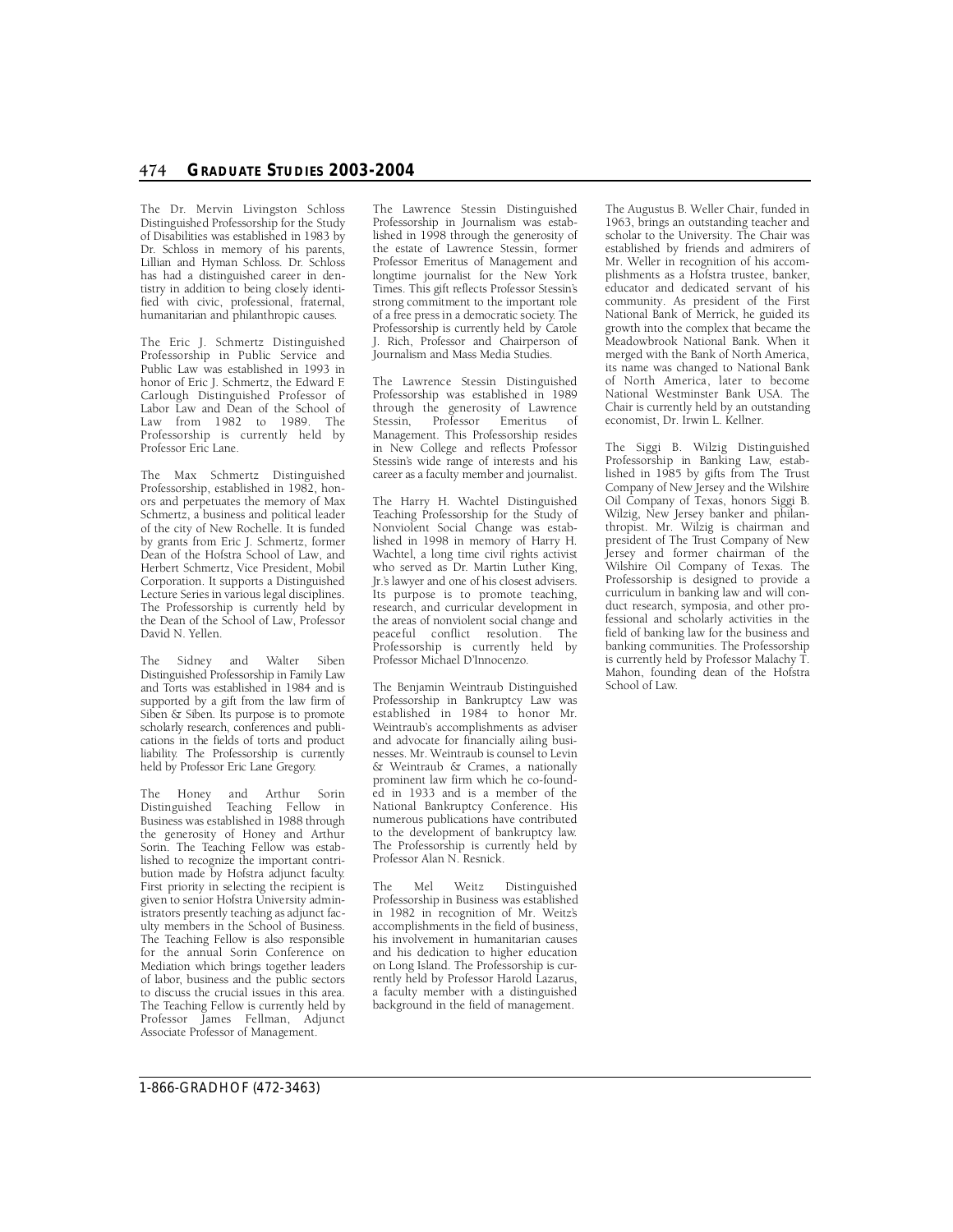The Dr. Mervin Livingston Schloss Distinguished Professorship for the Study of Disabilities was established in 1983 by Dr. Schloss in memory of his parents, Lillian and Hyman Schloss. Dr. Schloss has had a distinguished career in dentistry in addition to being closely identified with civic, professional, fraternal, humanitarian and philanthropic causes.

The Eric J. Schmertz Distinguished Professorship in Public Service and Public Law was established in 1993 in honor of Eric J. Schmertz, the Edward F. Carlough Distinguished Professor of Labor Law and Dean of the School of Law from 1982 to 1989. The Professorship is currently held by Professor Eric Lane.

The Max Schmertz Distinguished Professorship, established in 1982, honors and perpetuates the memory of Max Schmertz, a business and political leader of the city of New Rochelle. It is funded by grants from Eric J. Schmertz, former Dean of the Hofstra School of Law, and Herbert Schmertz, Vice President, Mobil Corporation. It supports a Distinguished Lecture Series in various legal disciplines. The Professorship is currently held by the Dean of the School of Law, Professor David N. Yellen.

The Sidney and Walter Siben Distinguished Professorship in Family Law and Torts was established in 1984 and is supported by a gift from the law firm of Siben & Siben. Its purpose is to promote scholarly research, conferences and publications in the fields of torts and product liability. The Professorship is currently held by Professor Eric Lane Gregory.

The Honey and Arthur Sorin Distinguished Teaching Fellow in Business was established in 1988 through the generosity of Honey and Arthur Sorin. The Teaching Fellow was established to recognize the important contribution made by Hofstra adjunct faculty. First priority in selecting the recipient is given to senior Hofstra University administrators presently teaching as adjunct faculty members in the School of Business. The Teaching Fellow is also responsible for the annual Sorin Conference on Mediation which brings together leaders of labor, business and the public sectors to discuss the crucial issues in this area. The Teaching Fellow is currently held by Professor James Fellman, Adjunct Associate Professor of Management.

The Lawrence Stessin Distinguished Professorship in Journalism was established in 1998 through the generosity of the estate of Lawrence Stessin, former Professor Emeritus of Management and longtime journalist for the New York Times. This gift reflects Professor Stessin's strong commitment to the important role of a free press in a democratic society. The Professorship is currently held by Carole J. Rich, Professor and Chairperson of Journalism and Mass Media Studies.

The Lawrence Stessin Distinguished Professorship was established in 1989 through the generosity of Lawrence Stessin, Professor Emeritus of Management. This Professorship resides in New College and reflects Professor Stessin's wide range of interests and his career as a faculty member and journalist.

The Harry H. Wachtel Distinguished Teaching Professorship for the Study of Nonviolent Social Change was established in 1998 in memory of Harry H. Wachtel, a long time civil rights activist who served as Dr. Martin Luther King, Jr.'s lawyer and one of his closest advisers. Its purpose is to promote teaching, research, and curricular development in the areas of nonviolent social change and peaceful conflict resolution. The Professorship is currently held by Professor Michael D'Innocenzo.

The Benjamin Weintraub Distinguished Professorship in Bankruptcy Law was established in 1984 to honor Mr. Weintraub's accomplishments as adviser and advocate for financially ailing businesses. Mr. Weintraub is counsel to Levin & Weintraub & Crames, a nationally prominent law firm which he co-founded in 1933 and is a member of the National Bankruptcy Conference. His numerous publications have contributed to the development of bankruptcy law. The Professorship is currently held by Professor Alan N. Resnick.

The Mel Weitz Distinguished Professorship in Business was established in 1982 in recognition of Mr. Weitz's accomplishments in the field of business, his involvement in humanitarian causes and his dedication to higher education on Long Island. The Professorship is currently held by Professor Harold Lazarus, a faculty member with a distinguished background in the field of management.

The Augustus B. Weller Chair, funded in 1963, brings an outstanding teacher and scholar to the University. The Chair was established by friends and admirers of Mr. Weller in recognition of his accomplishments as a Hofstra trustee, banker, educator and dedicated servant of his community. As president of the First National Bank of Merrick, he guided its growth into the complex that became the Meadowbrook National Bank. When it merged with the Bank of North America, its name was changed to National Bank of North America, later to become National Westminster Bank USA. The Chair is currently held by an outstanding economist, Dr. Irwin L. Kellner.

The Siggi B. Wilzig Distinguished Professorship in Banking Law, established in 1985 by gifts from The Trust Company of New Jersey and the Wilshire Oil Company of Texas, honors Siggi B. Wilzig, New Jersey banker and philanthropist. Mr. Wilzig is chairman and president of The Trust Company of New Jersey and former chairman of the Wilshire Oil Company of Texas. The Professorship is designed to provide a curriculum in banking law and will conduct research, symposia, and other professional and scholarly activities in the field of banking law for the business and banking communities. The Professorship is currently held by Professor Malachy T. Mahon, founding dean of the Hofstra School of Law.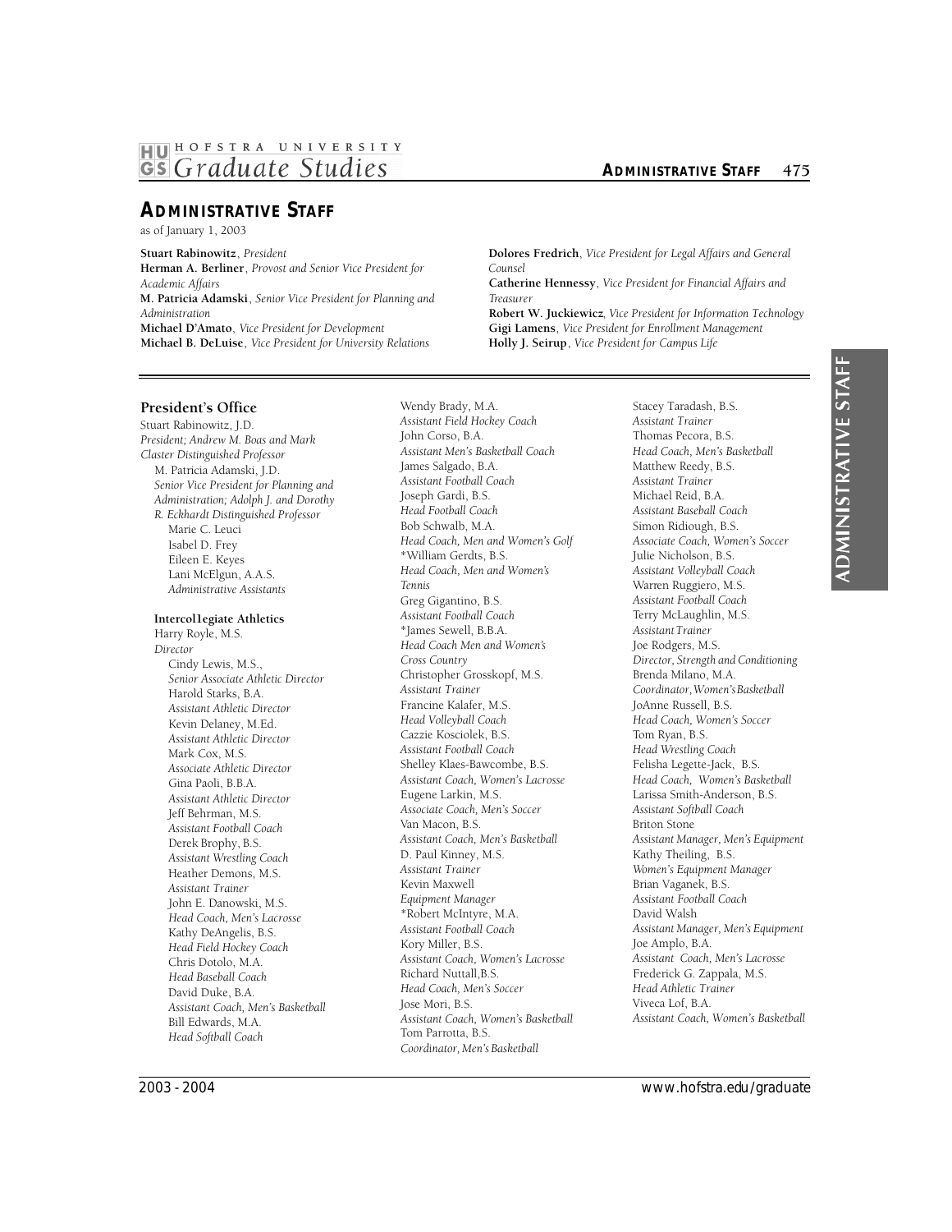## ADMINISTRATIVE STAFF

as of January 1, 2003

**Stuart Rabinowitz**, *President*
**Herman A. Berliner**, *Provost and Senior Vice President for Academic Affairs*
**M. Patricia Adamski**, *Senior Vice President for Planning and Administration*
**Michael D'Amato**, *Vice President for Development*
**Michael B. DeLuise**, *Vice President for University Relations*
**Dolores Fredrich**, *Vice President for Legal Affairs and General Counsel*
**Catherine Hennessy**, *Vice President for Financial Affairs and Treasurer*
**Robert W. Juckiewicz**, *Vice President for Information Technology*
**Gigi Lamens**, *Vice President for Enrollment Management*
**Holly J. Seirup**, *Vice President for Campus Life*

### President's Office

Stuart Rabinowitz, J.D.
*President; Andrew M. Boas and Mark Claster Distinguished Professor*

M. Patricia Adamski, J.D.
*Senior Vice President for Planning and Administration; Adolph J. and Dorothy R. Eckhardt Distinguished Professor*

Marie C. Leuci
Isabel D. Frey
Eileen E. Keyes
Lani McElgun, A.A.S.
*Administrative Assistants*

#### Intercol1egiate Athletics

Harry Royle, M.S.
*Director*

Cindy Lewis, M.S.,
*Senior Associate Athletic Director*
Harold Starks, B.A.
*Assistant Athletic Director*
Kevin Delaney, M.Ed.
*Assistant Athletic Director*
Mark Cox, M.S.
*Associate Athletic Director*
Gina Paoli, B.B.A.
*Assistant Athletic Director*
Jeff Behrman, M.S.
*Assistant Football Coach*
Derek Brophy, B.S.
*Assistant Wrestling Coach*
Heather Demons, M.S.
*Assistant Trainer*
John E. Danowski, M.S.
*Head Coach, Men's Lacrosse*
Kathy DeAngelis, B.S.
*Head Field Hockey Coach*
Chris Dotolo, M.A.
*Head Baseball Coach*
David Duke, B.A.
*Assistant Coach, Men's Basketball*
Bill Edwards, M.A.
*Head Softball Coach*
Wendy Brady, M.A.
*Assistant Field Hockey Coach*
John Corso, B.A.
*Assistant Men's Basketball Coach*
James Salgado, B.A.
*Assistant Football Coach*
Joseph Gardi, B.S.
*Head Football Coach*
Bob Schwalb, M.A.
*Head Coach, Men and Women's Golf*
*William Gerdts, B.S.
*Head Coach, Men and Women's Tennis*
Greg Gigantino, B.S.
*Assistant Football Coach*
*James Sewell, B.B.A.
*Head Coach Men and Women's Cross Country*
Christopher Grosskopf, M.S.
*Assistant Trainer*
Francine Kalafer, M.S.
*Head Volleyball Coach*
Cazzie Kosciolek, B.S.
*Assistant Football Coach*
Shelley Klaes-Bawcombe, B.S.
*Assistant Coach, Women's Lacrosse*
Eugene Larkin, M.S.
*Associate Coach, Men's Soccer*
Van Macon, B.S.
*Assistant Coach, Men's Basketball*
D. Paul Kinney, M.S.
*Assistant Trainer*
Kevin Maxwell
*Equipment Manager*
*Robert McIntyre, M.A.
*Assistant Football Coach*
Kory Miller, B.S.
*Assistant Coach, Women's Lacrosse*
Richard Nuttall,B.S.
*Head Coach, Men's Soccer*
Jose Mori, B.S.
*Assistant Coach, Women's Basketball*
Tom Parrotta, B.S.
*Coordinator, Men's Basketball*
Stacey Taradash, B.S.
*Assistant Trainer*
Thomas Pecora, B.S.
*Head Coach, Men's Basketball*
Matthew Reedy, B.S.
*Assistant Trainer*
Michael Reid, B.A.
*Assistant Baseball Coach*
Simon Ridiough, B.S.
*Associate Coach, Women's Soccer*
Julie Nicholson, B.S.
*Assistant Volleyball Coach*
Warren Ruggiero, M.S.
*Assistant Football Coach*
Terry McLaughlin, M.S.
*Assistant Trainer*
Joe Rodgers, M.S.
*Director, Strength and Conditioning*
Brenda Milano, M.A.
*Coordinator, Women's Basketball*
JoAnne Russell, B.S.
*Head Coach, Women's Soccer*
Tom Ryan, B.S.
*Head Wrestling Coach*
Felisha Legette-Jack, B.S.
*Head Coach, Women's Basketball*
Larissa Smith-Anderson, B.S.
*Assistant Softball Coach*
Briton Stone
*Assistant Manager, Men's Equipment*
Kathy Theiling, B.S.
*Women's Equipment Manager*
Brian Vaganek, B.S.
*Assistant Football Coach*
David Walsh
*Assistant Manager, Men's Equipment*
Joe Amplo, B.A.
*Assistant Coach, Men's Lacrosse*
Frederick G. Zappala, M.S.
*Head Athletic Trainer*
Viveca Lof, B.A.
*Assistant Coach, Women's Basketball*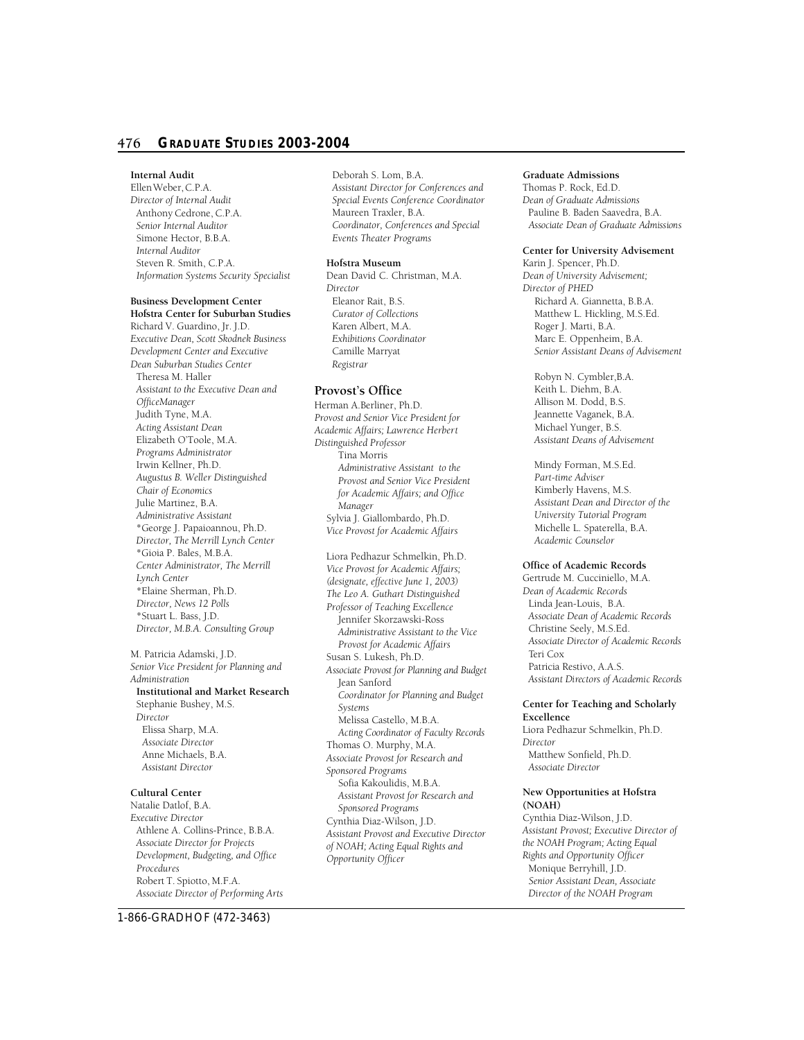**Internal Audit**

Ellen Weber, C.P.A.
*Director of Internal Audit*

Anthony Cedrone, C.P.A.
*Senior Internal Auditor*

Simone Hector, B.B.A.
*Internal Auditor*

Steven R. Smith, C.P.A.
*Information Systems Security Specialist*

**Business Development Center**
**Hofstra Center for Suburban Studies**

Richard V. Guardino, Jr. J.D.
*Executive Dean, Scott Skodnek Business Development Center and Executive Dean Suburban Studies Center*

Theresa M. Haller
*Assistant to the Executive Dean and OfficeManager*

Judith Tyne, M.A.
*Acting Assistant Dean*

Elizabeth O'Toole, M.A.
*Programs Administrator*

Irwin Kellner, Ph.D.
*Augustus B. Weller Distinguished Chair of Economics*

Julie Martinez, B.A.
*Administrative Assistant*

*George J. Papaioannou, Ph.D.
*Director, The Merrill Lynch Center*

*Gioia P. Bales, M.B.A.
*Center Administrator, The Merrill Lynch Center*

*Elaine Sherman, Ph.D.
*Director, News 12 Polls*

*Stuart L. Bass, J.D.
*Director, M.B.A. Consulting Group*

M. Patricia Adamski, J.D.
*Senior Vice President for Planning and Administration*

**Institutional and Market Research**

Stephanie Bushey, M.S.
*Director*

Elissa Sharp, M.A.
*Associate Director*

Anne Michaels, B.A.
*Assistant Director*

**Cultural Center**

Natalie Datlof, B.A.
*Executive Director*

Athlene A. Collins-Prince, B.B.A.
*Associate Director for Projects Development, Budgeting, and Office Procedures*

Robert T. Spiotto, M.F.A.
*Associate Director of Performing Arts*

Deborah S. Lom, B.A.
*Assistant Director for Conferences and Special Events Conference Coordinator*

Maureen Traxler, B.A.
*Coordinator, Conferences and Special Events Theater Programs*

**Hofstra Museum**

Dean David C. Christman, M.A.
*Director*

Eleanor Rait, B.S.
*Curator of Collections*

Karen Albert, M.A.
*Exhibitions Coordinator*

Camille Marryat
*Registrar*

## Provost's Office

Herman A.Berliner, Ph.D.
*Provost and Senior Vice President for Academic Affairs; Lawrence Herbert Distinguished Professor*

Tina Morris
*Administrative Assistant to the Provost and Senior Vice President for Academic Affairs; and Office Manager*

Sylvia J. Giallombardo, Ph.D.
*Vice Provost for Academic Affairs*

Liora Pedhazur Schmelkin, Ph.D.
*Vice Provost for Academic Affairs; (designate, effective June 1, 2003) The Leo A. Guthart Distinguished Professor of Teaching Excellence*

Jennifer Skorzawski-Ross
*Administrative Assistant to the Vice Provost for Academic Affairs*

Susan S. Lukesh, Ph.D.
*Associate Provost for Planning and Budget*

Jean Sanford
*Coordinator for Planning and Budget Systems*

Melissa Castello, M.B.A.
*Acting Coordinator of Faculty Records*

Thomas O. Murphy, M.A.
*Associate Provost for Research and Sponsored Programs*

Sofia Kakoulidis, M.B.A.
*Assistant Provost for Research and Sponsored Programs*

Cynthia Diaz-Wilson, J.D.
*Assistant Provost and Executive Director of NOAH; Acting Equal Rights and Opportunity Officer*

**Graduate Admissions**

Thomas P. Rock, Ed.D.
*Dean of Graduate Admissions*

Pauline B. Baden Saavedra, B.A.
*Associate Dean of Graduate Admissions*

**Center for University Advisement**

Karin J. Spencer, Ph.D.
*Dean of University Advisement; Director of PHED*

Richard A. Giannetta, B.B.A.
Matthew L. Hickling, M.S.Ed.
Roger J. Marti, B.A.
Marc E. Oppenheim, B.A.
*Senior Assistant Deans of Advisement*

Robyn N. Cymbler,B.A.
Keith L. Diehm, B.A.
Allison M. Dodd, B.S.
Jeannette Vaganek, B.A.
Michael Yunger, B.S.
*Assistant Deans of Advisement*

Mindy Forman, M.S.Ed.
*Part-time Adviser*

Kimberly Havens, M.S.
*Assistant Dean and Director of the University Tutorial Program*

Michelle L. Spaterella, B.A.
*Academic Counselor*

**Office of Academic Records**

Gertrude M. Cucciniello, M.A.
*Dean of Academic Records*

Linda Jean-Louis, B.A.
*Associate Dean of Academic Records*

Christine Seely, M.S.Ed.
*Associate Director of Academic Records*

Teri Cox
Patricia Restivo, A.A.S.
*Assistant Directors of Academic Records*

**Center for Teaching and Scholarly Excellence**

Liora Pedhazur Schmelkin, Ph.D.
*Director*

Matthew Sonfield, Ph.D.
*Associate Director*

**New Opportunities at Hofstra (NOAH)**

Cynthia Diaz-Wilson, J.D.
*Assistant Provost; Executive Director of the NOAH Program; Acting Equal Rights and Opportunity Officer*

Monique Berryhill, J.D.
*Senior Assistant Dean, Associate Director of the NOAH Program*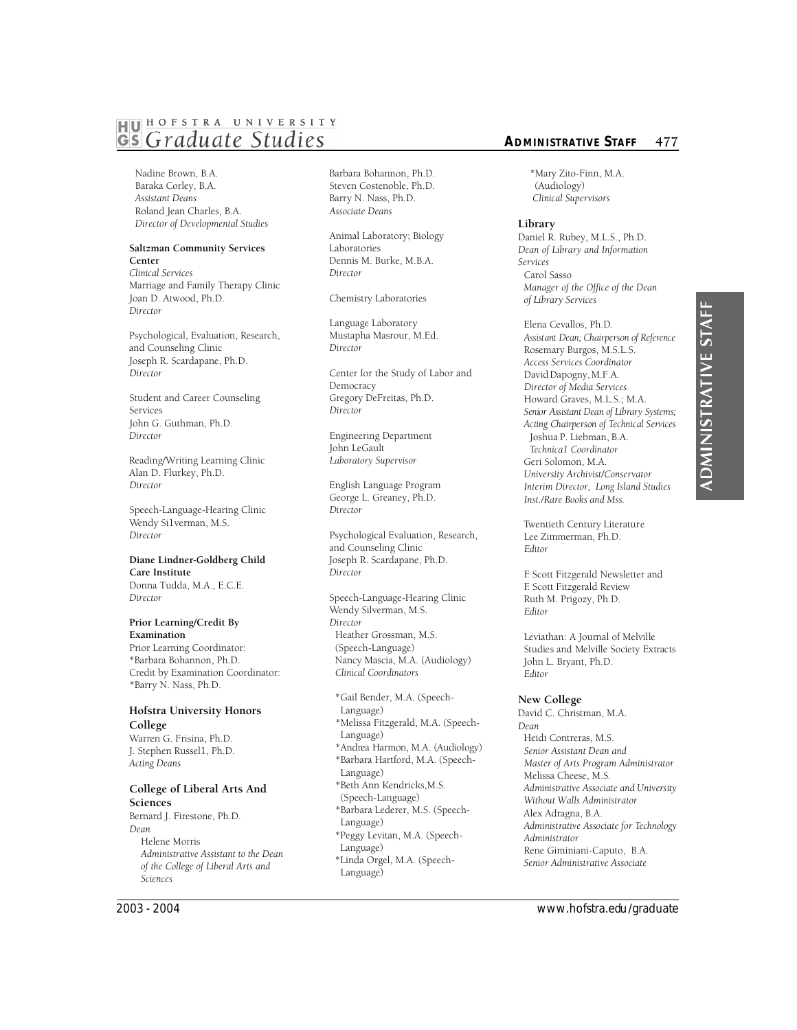Nadine Brown, B.A.
Baraka Corley, B.A.
*Assistant Deans*
Roland Jean Charles, B.A.
*Director of Developmental Studies*

**Saltzman Community Services Center**
*Clinical Services*
Marriage and Family Therapy Clinic
Joan D. Atwood, Ph.D.
*Director*

Psychological, Evaluation, Research, and Counseling Clinic
Joseph R. Scardapane, Ph.D.
*Director*

Student and Career Counseling Services
John G. Guthman, Ph.D.
*Director*

Reading/Writing Learning Clinic
Alan D. Flurkey, Ph.D.
*Director*

Speech-Language-Hearing Clinic
Wendy Si1verman, M.S.
*Director*

**Diane Lindner-Goldberg Child Care Institute**
Donna Tudda, M.A., E.C.E.
*Director*

**Prior Learning/Credit By Examination**
Prior Learning Coordinator:
*Barbara Bohannon, Ph.D.
Credit by Examination Coordinator:
*Barry N. Nass, Ph.D.

**Hofstra University Honors College**
Warren G. Frisina, Ph.D.
J. Stephen Russel1, Ph.D.
*Acting Deans*

**College of Liberal Arts And Sciences**
Bernard J. Firestone, Ph.D.
*Dean*
Helene Morris
*Administrative Assistant to the Dean of the College of Liberal Arts and Sciences*

Barbara Bohannon, Ph.D.
Steven Costenoble, Ph.D.
Barry N. Nass, Ph.D.
*Associate Deans*

Animal Laboratory; Biology Laboratories
Dennis M. Burke, M.B.A.
*Director*

Chemistry Laboratories

Language Laboratory
Mustapha Masrour, M.Ed.
*Director*

Center for the Study of Labor and Democracy
Gregory DeFreitas, Ph.D.
*Director*

Engineering Department
John LeGault
*Laboratory Supervisor*

English Language Program
George L. Greaney, Ph.D.
*Director*

Psychological Evaluation, Research, and Counseling Clinic
Joseph R. Scardapane, Ph.D.
*Director*

Speech-Language-Hearing Clinic
Wendy Silverman, M.S.
*Director*
Heather Grossman, M.S. (Speech-Language)
Nancy Mascia, M.A. (Audiology)
*Clinical Coordinators*

*Gail Bender, M.A. (Speech-Language)
*Melissa Fitzgerald, M.A. (Speech-Language)
*Andrea Harmon, M.A. (Audiology)
*Barbara Hartford, M.A. (Speech-Language)
*Beth Ann Kendricks,M.S. (Speech-Language)
*Barbara Lederer, M.S. (Speech-Language)
*Peggy Levitan, M.A. (Speech-Language)
*Linda Orgel, M.A. (Speech-Language)
*Mary Zito-Finn, M.A. (Audiology)
*Clinical Supervisors*

**Library**
Daniel R. Rubey, M.L.S., Ph.D.
*Dean of Library and Information Services*
Carol Sasso
*Manager of the Office of the Dean of Library Services*

Elena Cevallos, Ph.D.
*Assistant Dean; Chairperson of Reference*
Rosemary Burgos, M.S.L.S.
*Access Services Coordinator*
David Dapogny, M.F.A.
*Director of Media Services*
Howard Graves, M.L.S.; M.A.
*Senior Assistant Dean of Library Systems; Acting Chairperson of Technical Services*
Joshua P. Liebman, B.A.
*Technica1 Coordinator*
Geri Solomon, M.A.
*University Archivist/Conservator*
*Interim Director, Long Island Studies Inst./Rare Books and Mss.*

Twentieth Century Literature
Lee Zimmerman, Ph.D.
*Editor*

F. Scott Fitzgerald Newsletter and F. Scott Fitzgerald Review
Ruth M. Prigozy, Ph.D.
*Editor*

Leviathan: A Journal of Melville Studies and Melville Society Extracts
John L. Bryant, Ph.D.
*Editor*

**New College**
David C. Christman, M.A.
*Dean*
Heidi Contreras, M.S.
*Senior Assistant Dean and Master of Arts Program Administrator*
Melissa Cheese, M.S.
*Administrative Associate and University Without Walls Administrator*
Alex Adragna, B.A.
*Administrative Associate for Technology Administrator*
Rene Giminiani-Caputo, B.A.
*Senior Administrative Associate*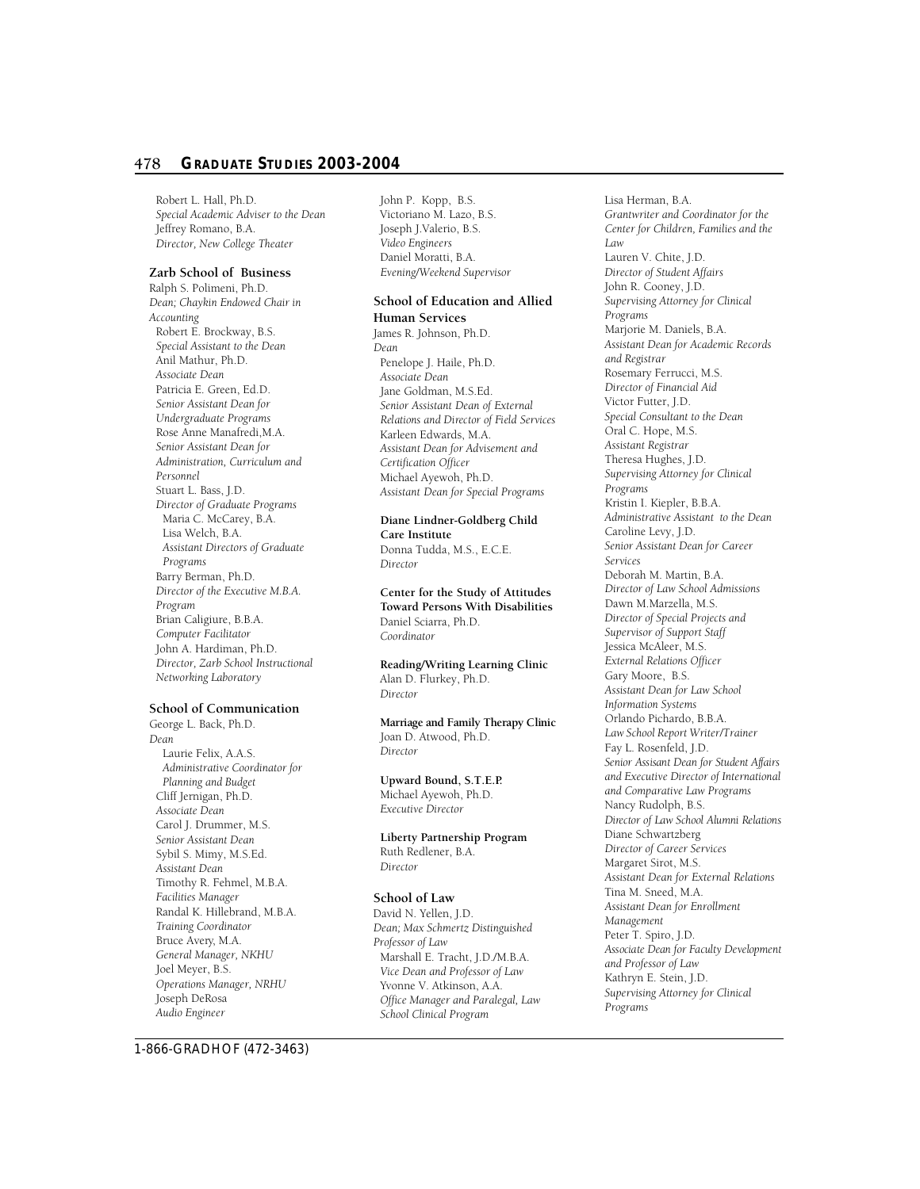Robert L. Hall, Ph.D.
*Special Academic Adviser to the Dean*
Jeffrey Romano, B.A.
*Director, New College Theater*

### Zarb School of Business

Ralph S. Polimeni, Ph.D.
*Dean; Chaykin Endowed Chair in Accounting*
Robert E. Brockway, B.S.
*Special Assistant to the Dean*
Anil Mathur, Ph.D.
*Associate Dean*
Patricia E. Green, Ed.D.
*Senior Assistant Dean for Undergraduate Programs*
Rose Anne Manafredi,M.A.
*Senior Assistant Dean for Administration, Curriculum and Personnel*
Stuart L. Bass, J.D.
*Director of Graduate Programs*
Maria C. McCarey, B.A.
Lisa Welch, B.A.
*Assistant Directors of Graduate Programs*
Barry Berman, Ph.D.
*Director of the Executive M.B.A. Program*
Brian Caligiure, B.B.A.
*Computer Facilitator*
John A. Hardiman, Ph.D.
*Director, Zarb School Instructional Networking Laboratory*

### School of Communication

George L. Back, Ph.D.
*Dean*
Laurie Felix, A.A.S.
*Administrative Coordinator for Planning and Budget*
Cliff Jernigan, Ph.D.
*Associate Dean*
Carol J. Drummer, M.S.
*Senior Assistant Dean*
Sybil S. Mimy, M.S.Ed.
*Assistant Dean*
Timothy R. Fehmel, M.B.A.
*Facilities Manager*
Randal K. Hillebrand, M.B.A.
*Training Coordinator*
Bruce Avery, M.A.
*General Manager, NKHU*
Joel Meyer, B.S.
*Operations Manager, NRHU*
Joseph DeRosa
*Audio Engineer*
John P. Kopp, B.S.
Victoriano M. Lazo, B.S.
Joseph J.Valerio, B.S.
*Video Engineers*
Daniel Moratti, B.A.
*Evening/Weekend Supervisor*

### School of Education and Allied Human Services

James R. Johnson, Ph.D.
*Dean*
Penelope J. Haile, Ph.D.
*Associate Dean*
Jane Goldman, M.S.Ed.
*Senior Assistant Dean of External Relations and Director of Field Services*
Karleen Edwards, M.A.
*Assistant Dean for Advisement and Certification Officer*
Michael Ayewoh, Ph.D.
*Assistant Dean for Special Programs*

#### Diane Lindner-Goldberg Child Care Institute

Donna Tudda, M.S., E.C.E.
*Director*

#### Center for the Study of Attitudes Toward Persons With Disabilities

Daniel Sciarra, Ph.D.
*Coordinator*

#### Reading/Writing Learning Clinic

Alan D. Flurkey, Ph.D.
*Director*

#### Marriage and Family Therapy Clinic

Joan D. Atwood, Ph.D.
*Director*

#### Upward Bound, S.T.E.P.

Michael Ayewoh, Ph.D.
*Executive Director*

#### Liberty Partnership Program

Ruth Redlener, B.A.
*Director*

### School of Law

David N. Yellen, J.D.
*Dean; Max Schmertz Distinguished Professor of Law*
Marshall E. Tracht, J.D./M.B.A.
*Vice Dean and Professor of Law*
Yvonne V. Atkinson, A.A.
*Office Manager and Paralegal, Law School Clinical Program*
Lisa Herman, B.A.
*Grantwriter and Coordinator for the Center for Children, Families and the Law*
Lauren V. Chite, J.D.
*Director of Student Affairs*
John R. Cooney, J.D.
*Supervising Attorney for Clinical Programs*
Marjorie M. Daniels, B.A.
*Assistant Dean for Academic Records and Registrar*
Rosemary Ferrucci, M.S.
*Director of Financial Aid*
Victor Futter, J.D.
*Special Consultant to the Dean*
Oral C. Hope, M.S.
*Assistant Registrar*
Theresa Hughes, J.D.
*Supervising Attorney for Clinical Programs*
Kristin I. Kiepler, B.B.A.
*Administrative Assistant to the Dean*
Caroline Levy, J.D.
*Senior Assistant Dean for Career Services*
Deborah M. Martin, B.A.
*Director of Law School Admissions*
Dawn M.Marzella, M.S.
*Director of Special Projects and Supervisor of Support Staff*
Jessica McAleer, M.S.
*External Relations Officer*
Gary Moore, B.S.
*Assistant Dean for Law School Information Systems*
Orlando Pichardo, B.B.A.
*Law School Report Writer/Trainer*
Fay L. Rosenfeld, J.D.
*Senior Assisant Dean for Student Affairs and Executive Director of International and Comparative Law Programs*
Nancy Rudolph, B.S.
*Director of Law School Alumni Relations*
Diane Schwartzberg
*Director of Career Services*
Margaret Sirot, M.S.
*Assistant Dean for External Relations*
Tina M. Sneed, M.A.
*Assistant Dean for Enrollment Management*
Peter T. Spiro, J.D.
*Associate Dean for Faculty Development and Professor of Law*
Kathryn E. Stein, J.D.
*Supervising Attorney for Clinical Programs*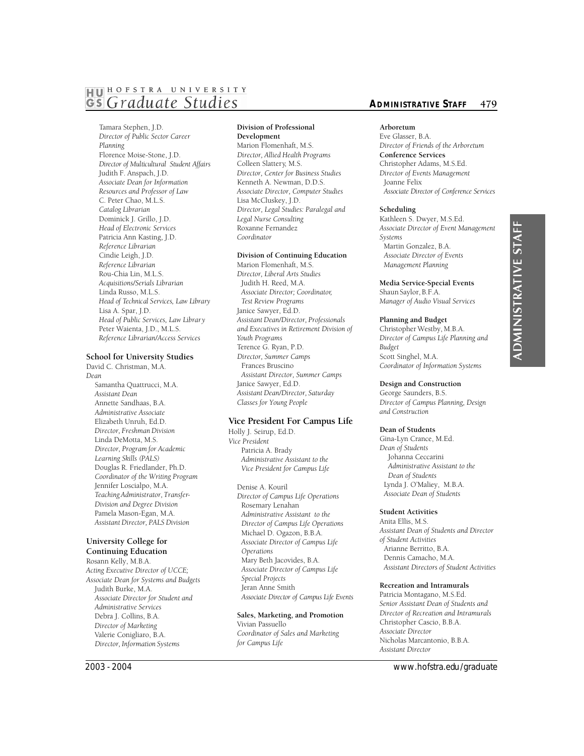Tamara Stephen, J.D.
*Director of Public Sector Career Planning*
Florence Moise-Stone, J.D.
*Director of Multicultural Student Affairs*
Judith F. Anspach, J.D.
*Associate Dean for Information Resources and Professor of Law*
C. Peter Chao, M.L.S.
*Catalog Librarian*
Dominick J. Grillo, J.D.
*Head of Electronic Services*
Patricia Ann Kasting, J.D.
*Reference Librarian*
Cindie Leigh, J.D.
*Reference Librarian*
Rou-Chia Lin, M.L.S.
*Acquisitions/Serials Librarian*
Linda Russo, M.L.S.
*Head of Technical Services, Law Library*
Lisa A. Spar, J.D.
*Head of Public Services, Law Library*
Peter Waienta, J.D., M.L.S.
*Reference Librarian/Access Services*

### School for University Studies

David C. Christman, M.A.
*Dean*
Samantha Quattrucci, M.A.
*Assistant Dean*
Annette Sandhaas, B.A.
*Administrative Associate*
Elizabeth Unruh, Ed.D.
*Director, Freshman Division*
Linda DeMotta, M.S.
*Director, Program for Academic Learning Skills (PALS)*
Douglas R. Friedlander, Ph.D.
*Coordinator of the Writing Program*
Jennifer Loscialpo, M.A.
*Teaching Administrator, Transfer-Division and Degree Division*
Pamela Mason-Egan, M.A.
*Assistant Director, PALS Division*

### University College for Continuing Education

Rosann Kelly, M.B.A.
*Acting Executive Director of UCCE; Associate Dean for Systems and Budgets*
Judith Burke, M.A.
*Associate Director for Student and Administrative Services*
Debra J. Collins, B.A.
*Director of Marketing*
Valerie Conigliaro, B.A.
*Director, Information Systems*

**Division of Professional Development**
Marion Flomenhaft, M.S.
*Director, Allied Health Programs*
Colleen Slattery, M.S.
*Director, Center for Business Studies*
Kenneth A. Newman, D.D.S.
*Associate Director, Computer Studies*
Lisa McCluskey, J.D.
*Director, Legal Studies: Paralegal and Legal Nurse Consulting*
Roxanne Fernandez
*Coordinator*

**Division of Continuing Education**
Marion Flomenhaft, M.S.
*Director, Liberal Arts Studies*
Judith H. Reed, M.A.
*Associate Director; Coordinator, Test Review Programs*
Janice Sawyer, Ed.D.
*Assistant Dean/Director, Professionals and Executives in Retirement Division of Youth Programs*
Terence G. Ryan, P.D.
*Director, Summer Camps*
Frances Bruscino
*Assistant Director, Summer Camps*
Janice Sawyer, Ed.D.
*Assistant Dean/Director, Saturday Classes for Young People*

### Vice President For Campus Life

Holly J. Seirup, Ed.D.
*Vice President*
Patricia A. Brady
*Administrative Assistant to the Vice President for Campus Life*

Denise A. Kouril
*Director of Campus Life Operations*
Rosemary Lenahan
*Administrative Assistant to the Director of Campus Life Operations*
Michael D. Ogazon, B.B.A.
*Associate Director of Campus Life Operations*
Mary Beth Jacovides, B.A.
*Associate Director of Campus Life Special Projects*
Jeran Anne Smith
*Associate Director of Campus Life Events*

**Sales, Marketing, and Promotion**
Vivian Passuello
*Coordinator of Sales and Marketing for Campus Life*

**Arboretum**
Eve Glasser, B.A.
*Director of Friends of the Arboretum*

**Conference Services**
Christopher Adams, M.S.Ed.
*Director of Events Management*
Joanne Felix
*Associate Director of Conference Services*

**Scheduling**
Kathleen S. Dwyer, M.S.Ed.
*Associate Director of Event Management Systems*
Martin Gonzalez, B.A.
*Associate Director of Events Management Planning*

**Media Service-Special Events**
Shaun Saylor, B.F.A.
*Manager of Audio Visual Services*

**Planning and Budget**
Christopher Westby, M.B.A.
*Director of Campus Life Planning and Budget*
Scott Singhel, M.A.
*Coordinator of Information Systems*

**Design and Construction**
George Saunders, B.S.
*Director of Campus Planning, Design and Construction*

**Dean of Students**
Gina-Lyn Crance, M.Ed.
*Dean of Students*
Johanna Ceccarini
*Administrative Assistant to the Dean of Students*
Lynda J. O'Maliey, M.B.A.
*Associate Dean of Students*

**Student Activities**
Anita Ellis, M.S.
*Assistant Dean of Students and Director of Student Activities*
Arianne Berritto, B.A.
Dennis Camacho, M.A.
*Assistant Directors of Student Activities*

**Recreation and Intramurals**
Patricia Montagano, M.S.Ed.
*Senior Assistant Dean of Students and Director of Recreation and Intramurals*
Christopher Cascio, B.B.A.
*Associate Director*
Nicholas Marcantonio, B.B.A.
*Assistant Director*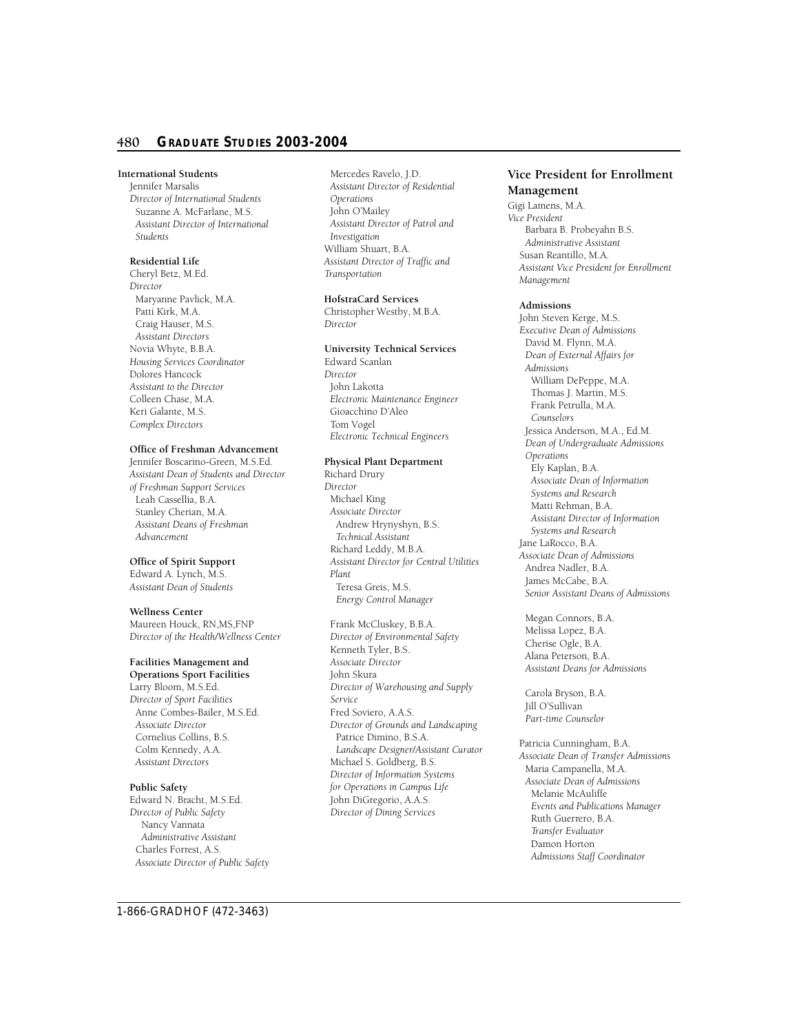**International Students**

Jennifer Marsalis
*Director of International Students*
Suzanne A. McFarlane, M.S.
*Assistant Director of International Students*

**Residential Life**

Cheryl Betz, M.Ed.
*Director*
Maryanne Pavlick, M.A.
Patti Kirk, M.A.
Craig Hauser, M.S.
*Assistant Directors*
Novia Whyte, B.B.A.
*Housing Services Coordinator*
Dolores Hancock
*Assistant to the Director*
Colleen Chase, M.A.
Keri Galante, M.S.
*Complex Directors*

**Office of Freshman Advancement**

Jennifer Boscarino-Green, M.S.Ed.
*Assistant Dean of Students and Director of Freshman Support Services*
Leah Cassellia, B.A.
Stanley Cherian, M.A.
*Assistant Deans of Freshman Advancement*

**Office of Spirit Support**

Edward A. Lynch, M.S.
*Assistant Dean of Students*

**Wellness Center**

Maureen Houck, RN,MS,FNP
*Director of the Health/Wellness Center*

**Facilities Management and Operations Sport Facilities**

Larry Bloom, M.S.Ed.
*Director of Sport Facilities*
Anne Combes-Bailer, M.S.Ed.
*Associate Director*
Cornelius Collins, B.S.
Colm Kennedy, A.A.
*Assistant Directors*

**Public Safety**

Edward N. Bracht, M.S.Ed.
*Director of Public Safety*
Nancy Vannata
*Administrative Assistant*
Charles Forrest, A.S.
*Associate Director of Public Safety*
Mercedes Ravelo, J.D.
*Assistant Director of Residential Operations*
John O'Mailey
*Assistant Director of Patrol and Investigation*
William Shuart, B.A.
*Assistant Director of Traffic and Transportation*

**HofstraCard Services**

Christopher Westby, M.B.A.
*Director*

**University Technical Services**

Edward Scanlan
*Director*
John Lakotta
*Electronic Maintenance Engineer*
Gioacchino D'Aleo
Tom Vogel
*Electronic Technical Engineers*

**Physical Plant Department**

Richard Drury
*Director*
Michael King
*Associate Director*
Andrew Hrynyshyn, B.S.
*Technical Assistant*
Richard Leddy, M.B.A.
*Assistant Director for Central Utilities Plant*
Teresa Greis, M.S.
*Energy Control Manager*

Frank McCluskey, B.B.A.
*Director of Environmental Safety*
Kenneth Tyler, B.S.
*Associate Director*
John Skura
*Director of Warehousing and Supply Service*
Fred Soviero, A.A.S.
*Director of Grounds and Landscaping*
Patrice Dimino, B.S.A.
*Landscape Designer/Assistant Curator*
Michael S. Goldberg, B.S.
*Director of Information Systems for Operations in Campus Life*
John DiGregorio, A.A.S.
*Director of Dining Services*

## Vice President for Enrollment Management

Gigi Lamens, M.A.
*Vice President*
Barbara B. Probeyahn B.S.
*Administrative Assistant*
Susan Reantillo, M.A.
*Assistant Vice President for Enrollment Management*

**Admissions**

John Steven Kerge, M.S.
*Executive Dean of Admissions*
David M. Flynn, M.A.
*Dean of External Affairs for Admissions*
William DePeppe, M.A.
Thomas J. Martin, M.S.
Frank Petrulla, M.A.
*Counselors*
Jessica Anderson, M.A., Ed.M.
*Dean of Undergraduate Admissions Operations*
Ely Kaplan, B.A.
*Associate Dean of Information Systems and Research*
Matti Rehman, B.A.
*Assistant Director of Information Systems and Research*
Jane LaRocco, B.A.
*Associate Dean of Admissions*
Andrea Nadler, B.A.
James McCabe, B.A.
*Senior Assistant Deans of Admissions*

Megan Connors, B.A.
Melissa Lopez, B.A.
Cherise Ogle, B.A.
Alana Peterson, B.A.
*Assistant Deans for Admissions*

Carola Bryson, B.A.
Jill O'Sullivan
*Part-time Counselor*

Patricia Cunningham, B.A.
*Associate Dean of Transfer Admissions*
Maria Campanella, M.A.
*Associate Dean of Admissions*
Melanie McAuliffe
*Events and Publications Manager*
Ruth Guerrero, B.A.
*Transfer Evaluator*
Damon Horton
*Admissions Staff Coordinator*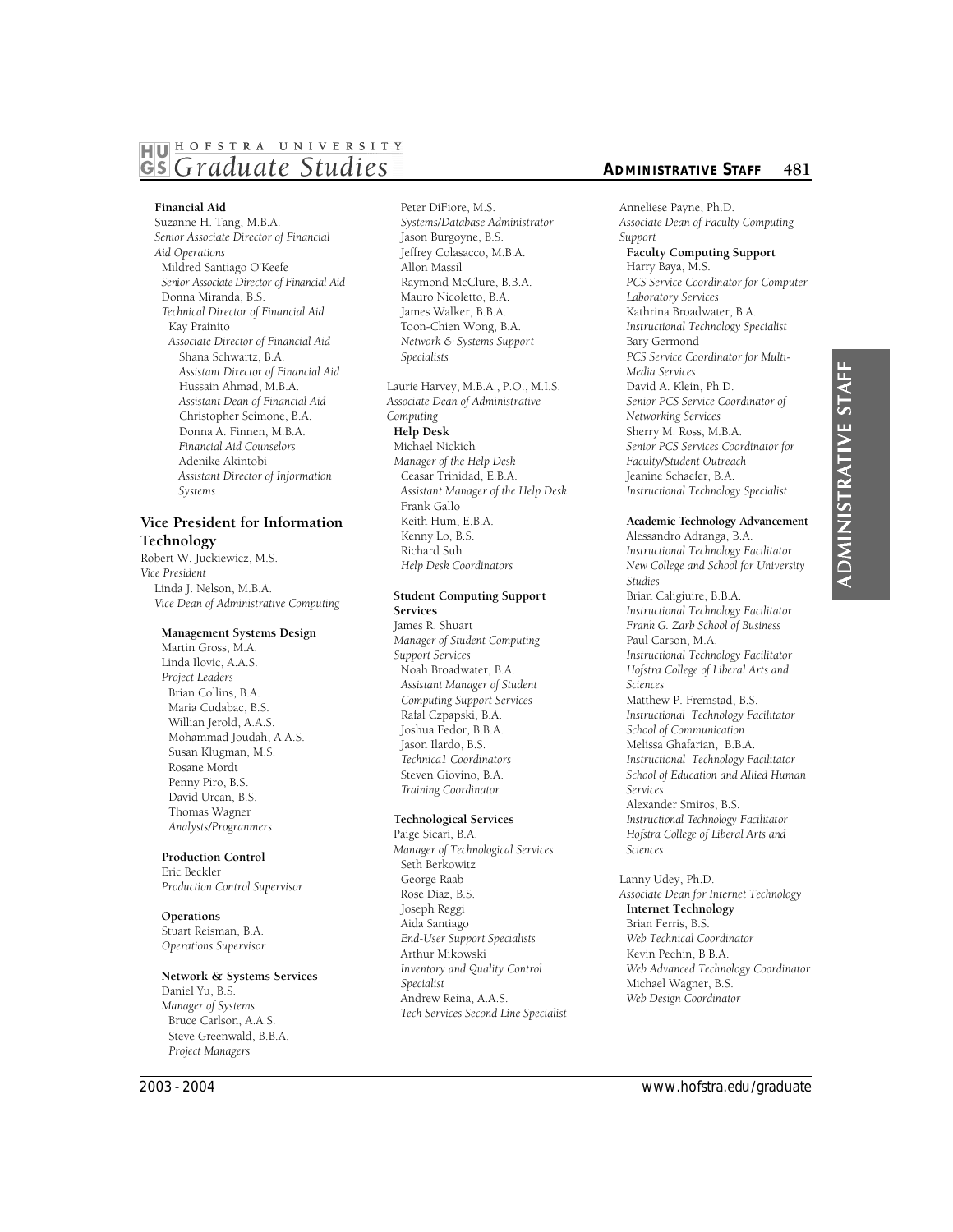**Financial Aid**

Suzanne H. Tang, M.B.A.
*Senior Associate Director of Financial Aid Operations*

Mildred Santiago O'Keefe
*Senior Associate Director of Financial Aid*

Donna Miranda, B.S.
*Technical Director of Financial Aid*

Kay Prainito
*Associate Director of Financial Aid*

Shana Schwartz, B.A.
*Assistant Director of Financial Aid*

Hussain Ahmad, M.B.A.
*Assistant Dean of Financial Aid*

Christopher Scimone, B.A.
Donna A. Finnen, M.B.A.
*Financial Aid Counselors*

Adenike Akintobi
*Assistant Director of Information Systems*

## Vice President for Information Technology

Robert W. Juckiewicz, M.S.
*Vice President*

Linda J. Nelson, M.B.A.
*Vice Dean of Administrative Computing*

**Management Systems Design**

Martin Gross, M.A.
Linda Ilovic, A.A.S.
*Project Leaders*

Brian Collins, B.A.
Maria Cudabac, B.S.
Willian Jerold, A.A.S.
Mohammad Joudah, A.A.S.
Susan Klugman, M.S.
Rosane Mordt
Penny Piro, B.S.
David Urcan, B.S.
Thomas Wagner
*Analysts/Programners*

**Production Control**

Eric Beckler
*Production Control Supervisor*

**Operations**

Stuart Reisman, B.A.
*Operations Supervisor*

**Network & Systems Services**

Daniel Yu, B.S.
*Manager of Systems*

Bruce Carlson, A.A.S.
Steve Greenwald, B.B.A.
*Project Managers*

Peter DiFiore, M.S.
*Systems/Database Administrator*

Jason Burgoyne, B.S.
Jeffrey Colasacco, M.B.A.
Allon Massil
Raymond McClure, B.B.A.
Mauro Nicoletto, B.A.
James Walker, B.B.A.
Toon-Chien Wong, B.A.
*Network & Systems Support Specialists*

Laurie Harvey, M.B.A., P.O., M.I.S.
*Associate Dean of Administrative Computing*

**Help Desk**

Michael Nickich
*Manager of the Help Desk*

Ceasar Trinidad, E.B.A.
*Assistant Manager of the Help Desk*

Frank Gallo
Keith Hum, E.B.A.
Kenny Lo, B.S.
Richard Suh
*Help Desk Coordinators*

**Student Computing Support Services**

James R. Shuart
*Manager of Student Computing Support Services*

Noah Broadwater, B.A.
*Assistant Manager of Student Computing Support Services*

Rafal Czpapski, B.A.
Joshua Fedor, B.B.A.
Jason Ilardo, B.S.
*Technica1 Coordinators*

Steven Giovino, B.A.
*Training Coordinator*

**Technological Services**

Paige Sicari, B.A.
*Manager of Technological Services*

Seth Berkowitz
George Raab
Rose Diaz, B.S.
Joseph Reggi
Aida Santiago
*End-User Support Specialists*

Arthur Mikowski
*Inventory and Quality Control Specialist*

Andrew Reina, A.A.S.
*Tech Services Second Line Specialist*

Anneliese Payne, Ph.D.
*Associate Dean of Faculty Computing Support*

**Faculty Computing Support**

Harry Baya, M.S.
*PCS Service Coordinator for Computer Laboratory Services*

Kathrina Broadwater, B.A.
*Instructional Technology Specialist*

Bary Germond
*PCS Service Coordinator for Multi-Media Services*

David A. Klein, Ph.D.
*Senior PCS Service Coordinator of Networking Services*

Sherry M. Ross, M.B.A.
*Senior PCS Services Coordinator for Faculty/Student Outreach*

Jeanine Schaefer, B.A.
*Instructional Technology Specialist*

**Academic Technology Advancement**

Alessandro Adranga, B.A.
*Instructional Technology Facilitator New College and School for University Studies*

Brian Caligiuire, B.B.A.
*Instructional Technology Facilitator Frank G. Zarb School of Business*

Paul Carson, M.A.
*Instructional Technology Facilitator Hofstra College of Liberal Arts and Sciences*

Matthew P. Fremstad, B.S.
*Instructional Technology Facilitator School of Communication*

Melissa Ghafarian, B.B.A.
*Instructional Technology Facilitator School of Education and Allied Human Services*

Alexander Smiros, B.S.
*Instructional Technology Facilitator Hofstra College of Liberal Arts and Sciences*

Lanny Udey, Ph.D.
*Associate Dean for Internet Technology*

**Internet Technology**

Brian Ferris, B.S.
*Web Technical Coordinator*

Kevin Pechin, B.B.A.
*Web Advanced Technology Coordinator*

Michael Wagner, B.S.
*Web Design Coordinator*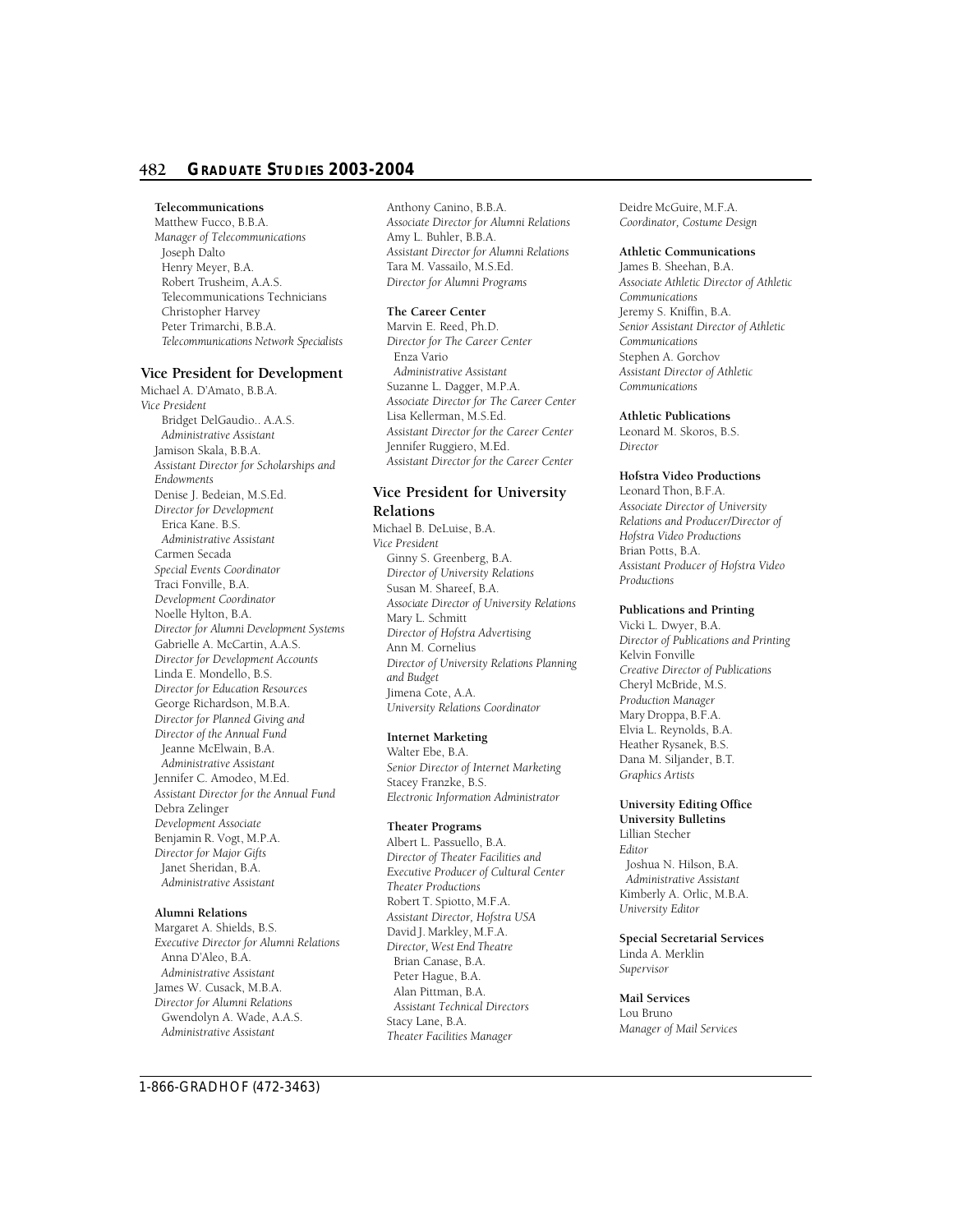**Telecommunications**

Matthew Fucco, B.B.A.
*Manager of Telecommunications*
Joseph Dalto
Henry Meyer, B.A.
Robert Trusheim, A.A.S.
Telecommunications Technicians
Christopher Harvey
Peter Trimarchi, B.B.A.
*Telecommunications Network Specialists*

## Vice President for Development

Michael A. D'Amato, B.B.A.
*Vice President*
Bridget DelGaudio.. A.A.S.
*Administrative Assistant*
Jamison Skala, B.B.A.
*Assistant Director for Scholarships and Endowments*
Denise J. Bedeian, M.S.Ed.
*Director for Development*
Erica Kane. B.S.
*Administrative Assistant*
Carmen Secada
*Special Events Coordinator*
Traci Fonville, B.A.
*Development Coordinator*
Noelle Hylton, B.A.
*Director for Alumni Development Systems*
Gabrielle A. McCartin, A.A.S.
*Director for Development Accounts*
Linda E. Mondello, B.S.
*Director for Education Resources*
George Richardson, M.B.A.
*Director for Planned Giving and Director of the Annual Fund*
Jeanne McElwain, B.A.
*Administrative Assistant*
Jennifer C. Amodeo, M.Ed.
*Assistant Director for the Annual Fund*
Debra Zelinger
*Development Associate*
Benjamin R. Vogt, M.P.A.
*Director for Major Gifts*
Janet Sheridan, B.A.
*Administrative Assistant*

**Alumni Relations**

Margaret A. Shields, B.S.
*Executive Director for Alumni Relations*
Anna D'Aleo, B.A.
*Administrative Assistant*
James W. Cusack, M.B.A.
*Director for Alumni Relations*
Gwendolyn A. Wade, A.A.S.
*Administrative Assistant*
Anthony Canino, B.B.A.
*Associate Director for Alumni Relations*
Amy L. Buhler, B.B.A.
*Assistant Director for Alumni Relations*
Tara M. Vassailo, M.S.Ed.
*Director for Alumni Programs*

**The Career Center**

Marvin E. Reed, Ph.D.
*Director for The Career Center*
Enza Vario
*Administrative Assistant*
Suzanne L. Dagger, M.P.A.
*Associate Director for The Career Center*
Lisa Kellerman, M.S.Ed.
*Assistant Director for the Career Center*
Jennifer Ruggiero, M.Ed.
*Assistant Director for the Career Center*

## Vice President for University Relations

Michael B. DeLuise, B.A.
*Vice President*
Ginny S. Greenberg, B.A.
*Director of University Relations*
Susan M. Shareef, B.A.
*Associate Director of University Relations*
Mary L. Schmitt
*Director of Hofstra Advertising*
Ann M. Cornelius
*Director of University Relations Planning and Budget*
Jimena Cote, A.A.
*University Relations Coordinator*

**Internet Marketing**

Walter Ebe, B.A.
*Senior Director of Internet Marketing*
Stacey Franzke, B.S.
*Electronic Information Administrator*

**Theater Programs**

Albert L. Passuello, B.A.
*Director of Theater Facilities and Executive Producer of Cultural Center Theater Productions*
Robert T. Spiotto, M.F.A.
*Assistant Director, Hofstra USA*
David J. Markley, M.F.A.
*Director, West End Theatre*
Brian Canase, B.A.
Peter Hague, B.A.
Alan Pittman, B.A.
*Assistant Technical Directors*
Stacy Lane, B.A.
*Theater Facilities Manager*
Deidre McGuire, M.F.A.
*Coordinator, Costume Design*

**Athletic Communications**

James B. Sheehan, B.A.
*Associate Athletic Director of Athletic Communications*
Jeremy S. Kniffin, B.A.
*Senior Assistant Director of Athletic Communications*
Stephen A. Gorchov
*Assistant Director of Athletic Communications*

**Athletic Publications**

Leonard M. Skoros, B.S.
*Director*

**Hofstra Video Productions**

Leonard Thon, B.F.A.
*Associate Director of University Relations and Producer/Director of Hofstra Video Productions*
Brian Potts, B.A.
*Assistant Producer of Hofstra Video Productions*

**Publications and Printing**

Vicki L. Dwyer, B.A.
*Director of Publications and Printing*
Kelvin Fonville
*Creative Director of Publications*
Cheryl McBride, M.S.
*Production Manager*
Mary Droppa, B.F.A.
Elvia L. Reynolds, B.A.
Heather Rysanek, B.S.
Dana M. Siljander, B.T.
*Graphics Artists*

**University Editing Office**
**University Bulletins**

Lillian Stecher
*Editor*
Joshua N. Hilson, B.A.
*Administrative Assistant*
Kimberly A. Orlic, M.B.A.
*University Editor*

**Special Secretarial Services**

Linda A. Merklin
*Supervisor*

**Mail Services**

Lou Bruno
*Manager of Mail Services*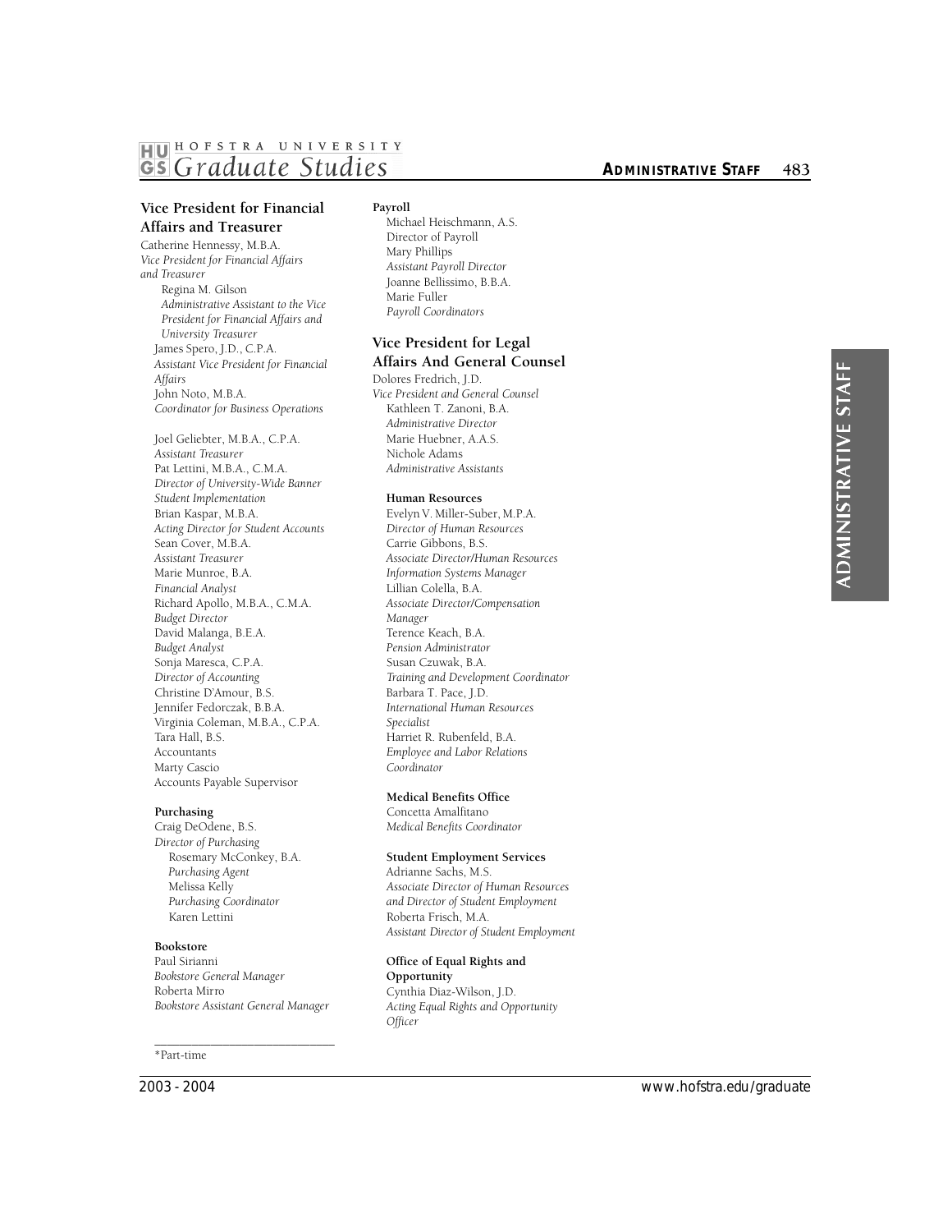## Vice President for Financial Affairs and Treasurer

Catherine Hennessy, M.B.A.
*Vice President for Financial Affairs and Treasurer*

Regina M. Gilson
*Administrative Assistant to the Vice President for Financial Affairs and University Treasurer*

James Spero, J.D., C.P.A.
*Assistant Vice President for Financial Affairs*

John Noto, M.B.A.
*Coordinator for Business Operations*

Joel Geliebter, M.B.A., C.P.A.
*Assistant Treasurer*

Pat Lettini, M.B.A., C.M.A.
*Director of University-Wide Banner Student Implementation*

Brian Kaspar, M.B.A.
*Acting Director for Student Accounts*

Sean Cover, M.B.A.
*Assistant Treasurer*

Marie Munroe, B.A.
*Financial Analyst*

Richard Apollo, M.B.A., C.M.A.
*Budget Director*

David Malanga, B.E.A.
*Budget Analyst*

Sonja Maresca, C.P.A.
*Director of Accounting*

Christine D'Amour, B.S.
Jennifer Fedorczak, B.B.A.
Virginia Coleman, M.B.A., C.P.A.
Tara Hall, B.S.
Accountants

Marty Cascio
Accounts Payable Supervisor

**Purchasing**

Craig DeOdene, B.S.
*Director of Purchasing*

Rosemary McConkey, B.A.
*Purchasing Agent*

Melissa Kelly
*Purchasing Coordinator*

Karen Lettini

**Bookstore**

Paul Sirianni
*Bookstore General Manager*

Roberta Mirro
*Bookstore Assistant General Manager*

**Payroll**

Michael Heischmann, A.S.
Director of Payroll

Mary Phillips
*Assistant Payroll Director*

Joanne Bellissimo, B.B.A.
Marie Fuller
*Payroll Coordinators*

## Vice President for Legal Affairs And General Counsel

Dolores Fredrich, J.D.
*Vice President and General Counsel*

Kathleen T. Zanoni, B.A.
*Administrative Director*

Marie Huebner, A.A.S.
Nichole Adams
*Administrative Assistants*

**Human Resources**

Evelyn V. Miller-Suber, M.P.A.
*Director of Human Resources*

Carrie Gibbons, B.S.
*Associate Director/Human Resources Information Systems Manager*

Lillian Colella, B.A.
*Associate Director/Compensation Manager*

Terence Keach, B.A.
*Pension Administrator*

Susan Czuwak, B.A.
*Training and Development Coordinator*

Barbara T. Pace, J.D.
*International Human Resources Specialist*

Harriet R. Rubenfeld, B.A.
*Employee and Labor Relations Coordinator*

**Medical Benefits Office**

Concetta Amalfitano
*Medical Benefits Coordinator*

**Student Employment Services**

Adrianne Sachs, M.S.
*Associate Director of Human Resources and Director of Student Employment*

Roberta Frisch, M.A.
*Assistant Director of Student Employment*

**Office of Equal Rights and Opportunity**

Cynthia Diaz-Wilson, J.D.
*Acting Equal Rights and Opportunity Officer*

\*Part-time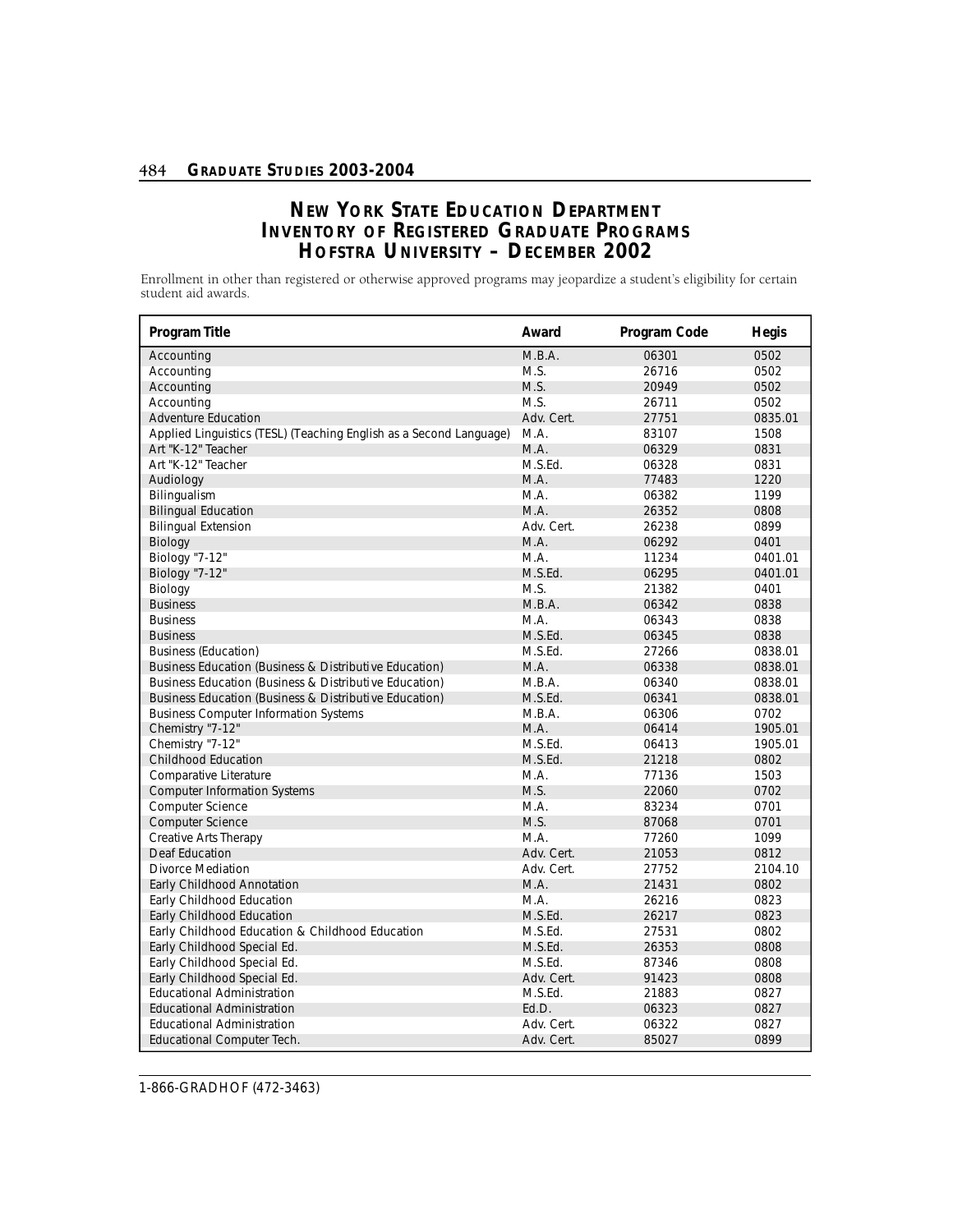# NEW YORK STATE EDUCATION DEPARTMENT
# INVENTORY OF REGISTERED GRADUATE PROGRAMS
# HOFSTRA UNIVERSITY – DECEMBER 2002

Enrollment in other than registered or otherwise approved programs may jeopardize a student's eligibility for certain student aid awards.

| Program Title | Award | Program Code | Hegis |
|---|---|---|---|
| Accounting | M.B.A. | 06301 | 0502 |
| Accounting | M.S. | 26716 | 0502 |
| Accounting | M.S. | 20949 | 0502 |
| Accounting | M.S. | 26711 | 0502 |
| Adventure Education | Adv. Cert. | 27751 | 0835.01 |
| Applied Linguistics (TESL) (Teaching English as a Second Language) | M.A. | 83107 | 1508 |
| Art "K-12" Teacher | M.A. | 06329 | 0831 |
| Art "K-12" Teacher | M.S.Ed. | 06328 | 0831 |
| Audiology | M.A. | 77483 | 1220 |
| Bilingualism | M.A. | 06382 | 1199 |
| Bilingual Education | M.A. | 26352 | 0808 |
| Bilingual Extension | Adv. Cert. | 26238 | 0899 |
| Biology | M.A. | 06292 | 0401 |
| Biology "7-12" | M.A. | 11234 | 0401.01 |
| Biology "7-12" | M.S.Ed. | 06295 | 0401.01 |
| Biology | M.S. | 21382 | 0401 |
| Business | M.B.A. | 06342 | 0838 |
| Business | M.A. | 06343 | 0838 |
| Business | M.S.Ed. | 06345 | 0838 |
| Business (Education) | M.S.Ed. | 27266 | 0838.01 |
| Business Education (Business & Distributive Education) | M.A. | 06338 | 0838.01 |
| Business Education (Business & Distributive Education) | M.B.A. | 06340 | 0838.01 |
| Business Education (Business & Distributive Education) | M.S.Ed. | 06341 | 0838.01 |
| Business Computer Information Systems | M.B.A. | 06306 | 0702 |
| Chemistry "7-12" | M.A. | 06414 | 1905.01 |
| Chemistry "7-12" | M.S.Ed. | 06413 | 1905.01 |
| Childhood Education | M.S.Ed. | 21218 | 0802 |
| Comparative Literature | M.A. | 77136 | 1503 |
| Computer Information Systems | M.S. | 22060 | 0702 |
| Computer Science | M.A. | 83234 | 0701 |
| Computer Science | M.S. | 87068 | 0701 |
| Creative Arts Therapy | M.A. | 77260 | 1099 |
| Deaf Education | Adv. Cert. | 21053 | 0812 |
| Divorce Mediation | Adv. Cert. | 27752 | 2104.10 |
| Early Childhood Annotation | M.A. | 21431 | 0802 |
| Early Childhood Education | M.A. | 26216 | 0823 |
| Early Childhood Education | M.S.Ed. | 26217 | 0823 |
| Early Childhood Education & Childhood Education | M.S.Ed. | 27531 | 0802 |
| Early Childhood Special Ed. | M.S.Ed. | 26353 | 0808 |
| Early Childhood Special Ed. | M.S.Ed. | 87346 | 0808 |
| Early Childhood Special Ed. | Adv. Cert. | 91423 | 0808 |
| Educational Administration | M.S.Ed. | 21883 | 0827 |
| Educational Administration | Ed.D. | 06323 | 0827 |
| Educational Administration | Adv. Cert. | 06322 | 0827 |
| Educational Computer Tech. | Adv. Cert. | 85027 | 0899 |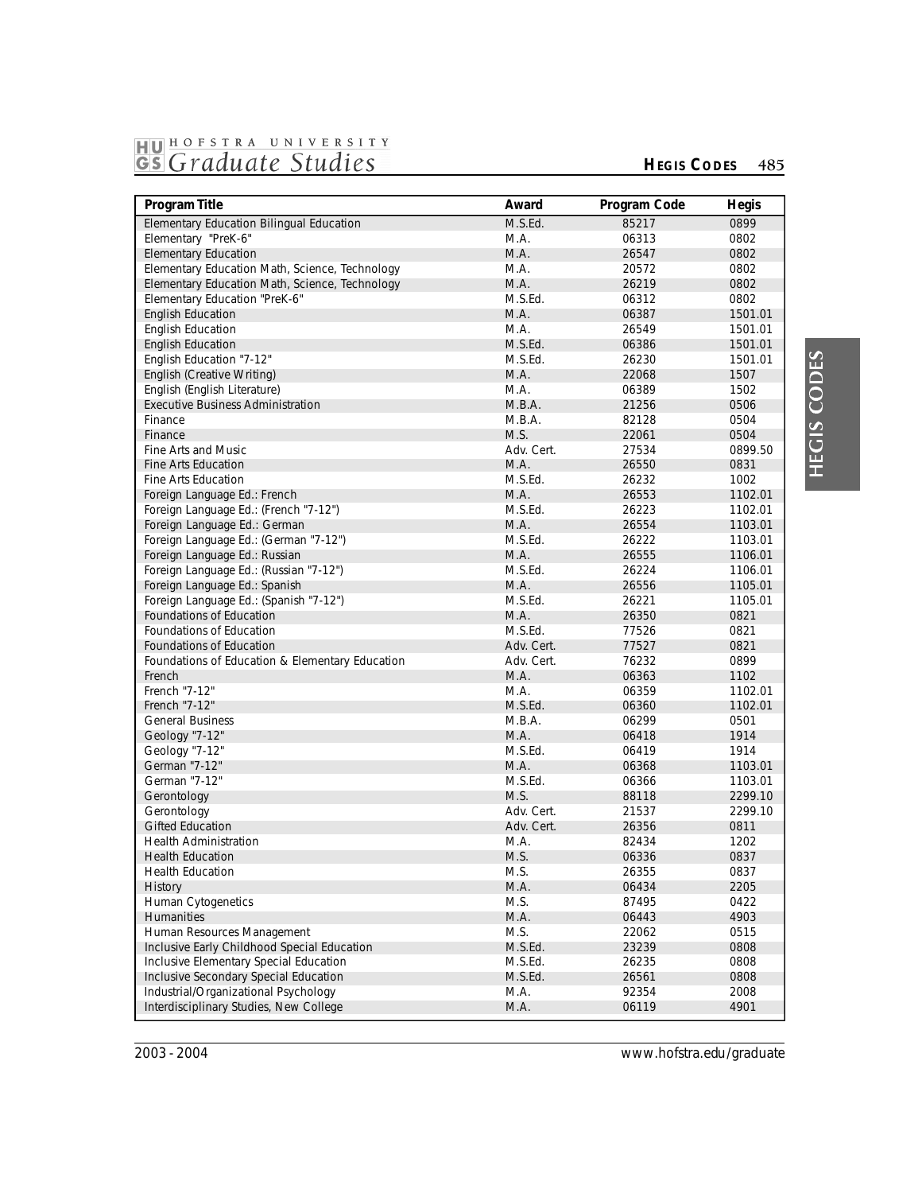| Program Title | Award | Program Code | Hegis |
|---|---|---|---|
| Elementary Education Bilingual Education | M.S.Ed. | 85217 | 0899 |
| Elementary "PreK-6" | M.A. | 06313 | 0802 |
| Elementary Education | M.A. | 26547 | 0802 |
| Elementary Education Math, Science, Technology | M.A. | 20572 | 0802 |
| Elementary Education Math, Science, Technology | M.A. | 26219 | 0802 |
| Elementary Education "PreK-6" | M.S.Ed. | 06312 | 0802 |
| English Education | M.A. | 06387 | 1501.01 |
| English Education | M.A. | 26549 | 1501.01 |
| English Education | M.S.Ed. | 06386 | 1501.01 |
| English Education "7-12" | M.S.Ed. | 26230 | 1501.01 |
| English (Creative Writing) | M.A. | 22068 | 1507 |
| English (English Literature) | M.A. | 06389 | 1502 |
| Executive Business Administration | M.B.A. | 21256 | 0506 |
| Finance | M.B.A. | 82128 | 0504 |
| Finance | M.S. | 22061 | 0504 |
| Fine Arts and Music | Adv. Cert. | 27534 | 0899.50 |
| Fine Arts Education | M.A. | 26550 | 0831 |
| Fine Arts Education | M.S.Ed. | 26232 | 1002 |
| Foreign Language Ed.: French | M.A. | 26553 | 1102.01 |
| Foreign Language Ed.: (French "7-12") | M.S.Ed. | 26223 | 1102.01 |
| Foreign Language Ed.: German | M.A. | 26554 | 1103.01 |
| Foreign Language Ed.: (German "7-12") | M.S.Ed. | 26222 | 1103.01 |
| Foreign Language Ed.: Russian | M.A. | 26555 | 1106.01 |
| Foreign Language Ed.: (Russian "7-12") | M.S.Ed. | 26224 | 1106.01 |
| Foreign Language Ed.: Spanish | M.A. | 26556 | 1105.01 |
| Foreign Language Ed.: (Spanish "7-12") | M.S.Ed. | 26221 | 1105.01 |
| Foundations of Education | M.A. | 26350 | 0821 |
| Foundations of Education | M.S.Ed. | 77526 | 0821 |
| Foundations of Education | Adv. Cert. | 77527 | 0821 |
| Foundations of Education & Elementary Education | Adv. Cert. | 76232 | 0899 |
| French | M.A. | 06363 | 1102 |
| French "7-12" | M.A. | 06359 | 1102.01 |
| French "7-12" | M.S.Ed. | 06360 | 1102.01 |
| General Business | M.B.A. | 06299 | 0501 |
| Geology "7-12" | M.A. | 06418 | 1914 |
| Geology "7-12" | M.S.Ed. | 06419 | 1914 |
| German "7-12" | M.A. | 06368 | 1103.01 |
| German "7-12" | M.S.Ed. | 06366 | 1103.01 |
| Gerontology | M.S. | 88118 | 2299.10 |
| Gerontology | Adv. Cert. | 21537 | 2299.10 |
| Gifted Education | Adv. Cert. | 26356 | 0811 |
| Health Administration | M.A. | 82434 | 1202 |
| Health Education | M.S. | 06336 | 0837 |
| Health Education | M.S. | 26355 | 0837 |
| History | M.A. | 06434 | 2205 |
| Human Cytogenetics | M.S. | 87495 | 0422 |
| Humanities | M.A. | 06443 | 4903 |
| Human Resources Management | M.S. | 22062 | 0515 |
| Inclusive Early Childhood Special Education | M.S.Ed. | 23239 | 0808 |
| Inclusive Elementary Special Education | M.S.Ed. | 26235 | 0808 |
| Inclusive Secondary Special Education | M.S.Ed. | 26561 | 0808 |
| Industrial/Organizational Psychology | M.A. | 92354 | 2008 |
| Interdisciplinary Studies, New College | M.A. | 06119 | 4901 |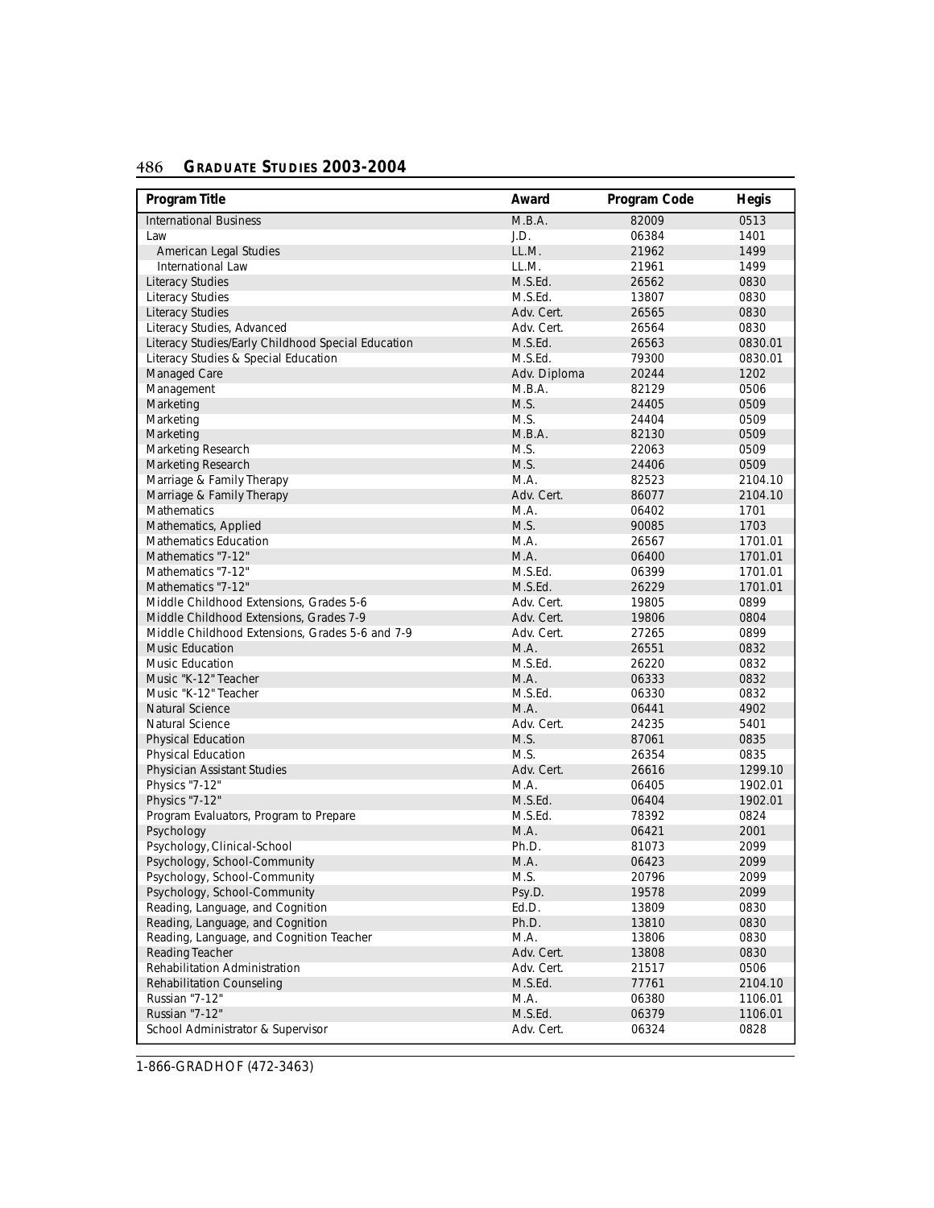| Program Title | Award | Program Code | Hegis |
|---|---|---|---|
| International Business | M.B.A. | 82009 | 0513 |
| Law | J.D. | 06384 | 1401 |
| American Legal Studies | LL.M. | 21962 | 1499 |
| International Law | LL.M. | 21961 | 1499 |
| Literacy Studies | M.S.Ed. | 26562 | 0830 |
| Literacy Studies | M.S.Ed. | 13807 | 0830 |
| Literacy Studies | Adv. Cert. | 26565 | 0830 |
| Literacy Studies, Advanced | Adv. Cert. | 26564 | 0830 |
| Literacy Studies/Early Childhood Special Education | M.S.Ed. | 26563 | 0830.01 |
| Literacy Studies & Special Education | M.S.Ed. | 79300 | 0830.01 |
| Managed Care | Adv. Diploma | 20244 | 1202 |
| Management | M.B.A. | 82129 | 0506 |
| Marketing | M.S. | 24405 | 0509 |
| Marketing | M.S. | 24404 | 0509 |
| Marketing | M.B.A. | 82130 | 0509 |
| Marketing Research | M.S. | 22063 | 0509 |
| Marketing Research | M.S. | 24406 | 0509 |
| Marriage & Family Therapy | M.A. | 82523 | 2104.10 |
| Marriage & Family Therapy | Adv. Cert. | 86077 | 2104.10 |
| Mathematics | M.A. | 06402 | 1701 |
| Mathematics, Applied | M.S. | 90085 | 1703 |
| Mathematics Education | M.A. | 26567 | 1701.01 |
| Mathematics "7-12" | M.A. | 06400 | 1701.01 |
| Mathematics "7-12" | M.S.Ed. | 06399 | 1701.01 |
| Mathematics "7-12" | M.S.Ed. | 26229 | 1701.01 |
| Middle Childhood Extensions, Grades 5-6 | Adv. Cert. | 19805 | 0899 |
| Middle Childhood Extensions, Grades 7-9 | Adv. Cert. | 19806 | 0804 |
| Middle Childhood Extensions, Grades 5-6 and 7-9 | Adv. Cert. | 27265 | 0899 |
| Music Education | M.A. | 26551 | 0832 |
| Music Education | M.S.Ed. | 26220 | 0832 |
| Music "K-12" Teacher | M.A. | 06333 | 0832 |
| Music "K-12" Teacher | M.S.Ed. | 06330 | 0832 |
| Natural Science | M.A. | 06441 | 4902 |
| Natural Science | Adv. Cert. | 24235 | 5401 |
| Physical Education | M.S. | 87061 | 0835 |
| Physical Education | M.S. | 26354 | 0835 |
| Physician Assistant Studies | Adv. Cert. | 26616 | 1299.10 |
| Physics "7-12" | M.A. | 06405 | 1902.01 |
| Physics "7-12" | M.S.Ed. | 06404 | 1902.01 |
| Program Evaluators, Program to Prepare | M.S.Ed. | 78392 | 0824 |
| Psychology | M.A. | 06421 | 2001 |
| Psychology, Clinical-School | Ph.D. | 81073 | 2099 |
| Psychology, School-Community | M.A. | 06423 | 2099 |
| Psychology, School-Community | M.S. | 20796 | 2099 |
| Psychology, School-Community | Psy.D. | 19578 | 2099 |
| Reading, Language, and Cognition | Ed.D. | 13809 | 0830 |
| Reading, Language, and Cognition | Ph.D. | 13810 | 0830 |
| Reading, Language, and Cognition Teacher | M.A. | 13806 | 0830 |
| Reading Teacher | Adv. Cert. | 13808 | 0830 |
| Rehabilitation Administration | Adv. Cert. | 21517 | 0506 |
| Rehabilitation Counseling | M.S.Ed. | 77761 | 2104.10 |
| Russian "7-12" | M.A. | 06380 | 1106.01 |
| Russian "7-12" | M.S.Ed. | 06379 | 1106.01 |
| School Administrator & Supervisor | Adv. Cert. | 06324 | 0828 |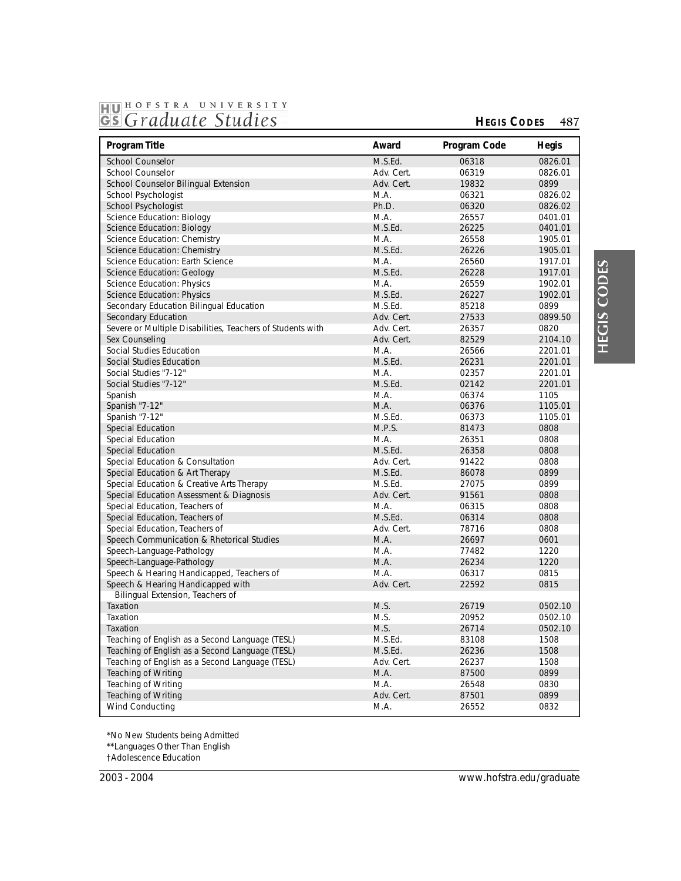| Program Title | Award | Program Code | Hegis |
|---|---|---|---|
| School Counselor | M.S.Ed. | 06318 | 0826.01 |
| School Counselor | Adv. Cert. | 06319 | 0826.01 |
| School Counselor Bilingual Extension | Adv. Cert. | 19832 | 0899 |
| School Psychologist | M.A. | 06321 | 0826.02 |
| School Psychologist | Ph.D. | 06320 | 0826.02 |
| Science Education: Biology | M.A. | 26557 | 0401.01 |
| Science Education: Biology | M.S.Ed. | 26225 | 0401.01 |
| Science Education: Chemistry | M.A. | 26558 | 1905.01 |
| Science Education: Chemistry | M.S.Ed. | 26226 | 1905.01 |
| Science Education: Earth Science | M.A. | 26560 | 1917.01 |
| Science Education: Geology | M.S.Ed. | 26228 | 1917.01 |
| Science Education: Physics | M.A. | 26559 | 1902.01 |
| Science Education: Physics | M.S.Ed. | 26227 | 1902.01 |
| Secondary Education Bilingual Education | M.S.Ed. | 85218 | 0899 |
| Secondary Education | Adv. Cert. | 27533 | 0899.50 |
| Severe or Multiple Disabilities, Teachers of Students with | Adv. Cert. | 26357 | 0820 |
| Sex Counseling | Adv. Cert. | 82529 | 2104.10 |
| Social Studies Education | M.A. | 26566 | 2201.01 |
| Social Studies Education | M.S.Ed. | 26231 | 2201.01 |
| Social Studies "7-12" | M.A. | 02357 | 2201.01 |
| Social Studies "7-12" | M.S.Ed. | 02142 | 2201.01 |
| Spanish | M.A. | 06374 | 1105 |
| Spanish "7-12" | M.A. | 06376 | 1105.01 |
| Spanish "7-12" | M.S.Ed. | 06373 | 1105.01 |
| Special Education | M.P.S. | 81473 | 0808 |
| Special Education | M.A. | 26351 | 0808 |
| Special Education | M.S.Ed. | 26358 | 0808 |
| Special Education & Consultation | Adv. Cert. | 91422 | 0808 |
| Special Education & Art Therapy | M.S.Ed. | 86078 | 0899 |
| Special Education & Creative Arts Therapy | M.S.Ed. | 27075 | 0899 |
| Special Education Assessment & Diagnosis | Adv. Cert. | 91561 | 0808 |
| Special Education, Teachers of | M.A. | 06315 | 0808 |
| Special Education, Teachers of | M.S.Ed. | 06314 | 0808 |
| Special Education, Teachers of | Adv. Cert. | 78716 | 0808 |
| Speech Communication & Rhetorical Studies | M.A. | 26697 | 0601 |
| Speech-Language-Pathology | M.A. | 77482 | 1220 |
| Speech-Language-Pathology | M.A. | 26234 | 1220 |
| Speech & Hearing Handicapped, Teachers of | M.A. | 06317 | 0815 |
| Speech & Hearing Handicapped with Bilingual Extension, Teachers of | Adv. Cert. | 22592 | 0815 |
| Taxation | M.S. | 26719 | 0502.10 |
| Taxation | M.S. | 20952 | 0502.10 |
| Taxation | M.S. | 26714 | 0502.10 |
| Teaching of English as a Second Language (TESL) | M.S.Ed. | 83108 | 1508 |
| Teaching of English as a Second Language (TESL) | M.S.Ed. | 26236 | 1508 |
| Teaching of English as a Second Language (TESL) | Adv. Cert. | 26237 | 1508 |
| Teaching of Writing | M.A. | 87500 | 0899 |
| Teaching of Writing | M.A. | 26548 | 0830 |
| Teaching of Writing | Adv. Cert. | 87501 | 0899 |
| Wind Conducting | M.A. | 26552 | 0832 |

*No New Students being Admitted
**Languages Other Than English
†Adolescence Education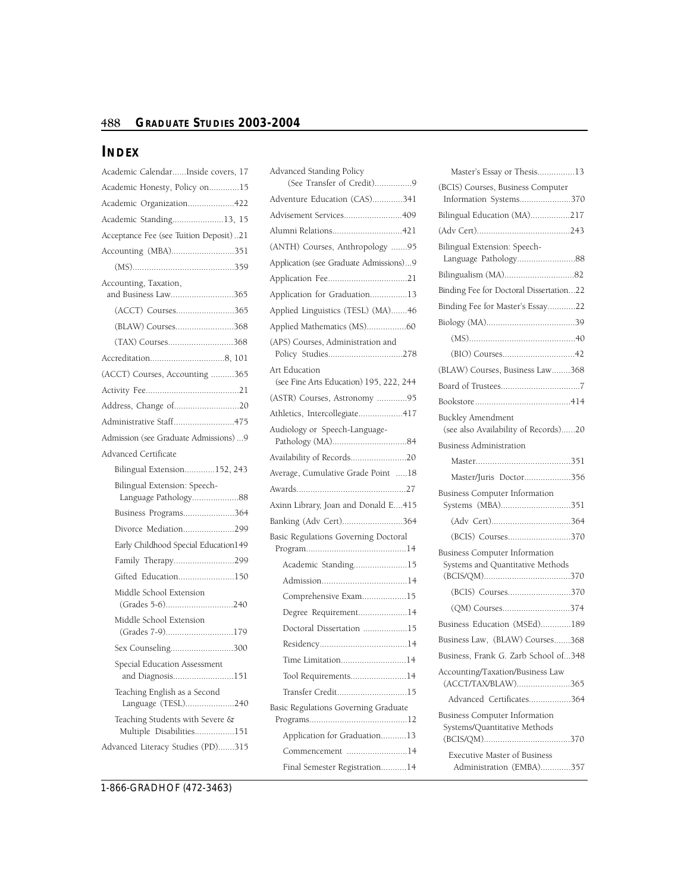# INDEX

Academic Calendar......Inside covers, 17
Academic Honesty, Policy on.............15
Academic Organization....................422
Academic Standing......................13, 15
Acceptance Fee (see Tuition Deposit) ..21
Accounting (MBA)...........................351
(MS)...........................................359
Accounting, Taxation, and Business Law...........................365
(ACCT) Courses.........................365
(BLAW) Courses.........................368
(TAX) Courses............................368
Accreditation................................8, 101
(ACCT) Courses, Accounting ..........365
Activity Fee........................................21
Address, Change of............................20
Administrative Staff..........................475
Admission (see Graduate Admissions) ...9
Advanced Certificate
Bilingual Extension.............152, 243
Bilingual Extension: Speech-Language Pathology....................88
Business Programs......................364
Divorce Mediation......................299
Early Childhood Special Education149
Family Therapy..........................299
Gifted Education........................150
Middle School Extension (Grades 5-6).............................240
Middle School Extension (Grades 7-9).............................179
Sex Counseling...........................300
Special Education Assessment and Diagnosis..........................151
Teaching English as a Second Language (TESL).....................240
Teaching Students with Severe & Multiple Disabilities.................151
Advanced Literacy Studies (PD).......315

Advanced Standing Policy (See Transfer of Credit)................9
Adventure Education (CAS).............341
Advisement Services.........................409
Alumni Relations.............................421
(ANTH) Courses, Anthropology .......95
Application (see Graduate Admissions)...9
Application Fee..................................21
Application for Graduation................13
Applied Linguistics (TESL) (MA).......46
Applied Mathematics (MS).................60
(APS) Courses, Administration and Policy Studies................................278
Art Education (see Fine Arts Education) 195, 222, 244
(ASTR) Courses, Astronomy .............95
Athletics, Intercollegiate...................417
Audiology or Speech-Language-Pathology (MA)................................84
Availability of Records........................20
Average, Cumulative Grade Point .....18
Awards..............................................27
Axinn Library, Joan and Donald E....415
Banking (Adv Cert)..........................364
Basic Regulations Governing Doctoral Program...........................................14
Academic Standing.......................15
Admission....................................14
Comprehensive Exam...................15
Degree Requirement.....................14
Doctoral Dissertation ...................15
Residency.....................................14
Time Limitation............................14
Tool Requirements........................14
Transfer Credit.............................15
Basic Regulations Governing Graduate Programs..........................................12
Application for Graduation...........13
Commencement ..........................14
Final Semester Registration...........14

Master's Essay or Thesis................13
(BCIS) Courses, Business Computer Information Systems......................370
Bilingual Education (MA).................217
(Adv Cert).........................................243
Bilingual Extension: Speech-Language Pathology.........................88
Bilingualism (MA)..............................82
Binding Fee for Doctoral Dissertation...22
Binding Fee for Master's Essay............22
Biology (MA)......................................39
(MS).............................................40
(BIO) Courses...............................42
(BLAW) Courses, Business Law........368
Board of Trustees..................................7
Bookstore.........................................414
Buckley Amendment (see also Availability of Records)......20
Business Administration
Master........................................351
Master/Juris Doctor....................356
Business Computer Information Systems (MBA)..............................351
(Adv Cert)..................................364
(BCIS) Courses...........................370
Business Computer Information Systems and Quantitative Methods (BCIS/QM)....................................370
(BCIS) Courses...........................370
(QM) Courses............................374
Business Education (MSEd).............189
Business Law, (BLAW) Courses.......368
Business, Frank G. Zarb School of...348
Accounting/Taxation/Business Law (ACCT/TAX/BLAW)......................365
Advanced Certificates..................364
Business Computer Information Systems/Quantitative Methods (BCIS/QM).....................................370
Executive Master of Business Administration (EMBA).............357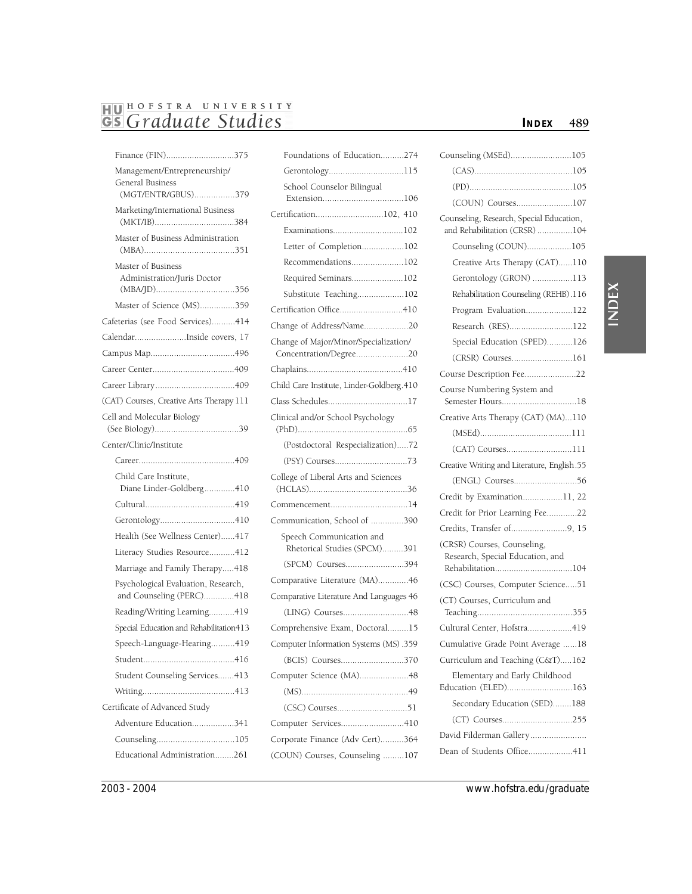Finance (FIN)............................375

Management/Entrepreneurship/ General Business (MGT/ENTR/GBUS).................379

Marketing/International Business (MKT/IB)..................................384

Master of Business Administration (MBA)......................................351

Master of Business Administration/Juris Doctor (MBA/JD).................................356

Master of Science (MS)...............359

Cafeterias (see Food Services)..........414

Calendar......................Inside covers, 17

Campus Map...................................496

Career Center..................................409

Career Library.................................409

(CAT) Courses, Creative Arts Therapy 111

Cell and Molecular Biology (See Biology)....................................39

Center/Clinic/Institute

Career.........................................409

Child Care Institute, Diane Linder-Goldberg.............410

Cultural......................................419

Gerontology................................410

Health (See Wellness Center)......417

Literacy Studies Resource...........412

Marriage and Family Therapy.....418

Psychological Evaluation, Research, and Counseling (PERC).............418

Reading/Writing Learning...........419

Special Education and Rehabilitation413

Speech-Language-Hearing..........419

Student......................................416

Student Counseling Services.......413

Writing.......................................413

Certificate of Advanced Study

Adventure Education..................341

Counseling.................................105

Educational Administration........261

Foundations of Education..........274

Gerontology................................115

School Counselor Bilingual Extension..................................106

Certification............................102, 410

Examinations..............................102

Letter of Completion..................102

Recommendations......................102

Required Seminars......................102

Substitute Teaching....................102

Certification Office...........................410

Change of Address/Name...................20

Change of Major/Minor/Specialization/ Concentration/Degree......................20

Chaplains.........................................410

Child Care Institute, Linder-Goldberg.410

Class Schedules..................................17

Clinical and/or School Psychology (PhD)..............................................65

(Postdoctoral Respecialization).....72

(PSY) Courses...............................73

College of Liberal Arts and Sciences (HCLAS)..........................................36

Commencement.................................14

Communication, School of ..............390

Speech Communication and Rhetorical Studies (SPCM).........391

(SPCM) Courses.........................394

Comparative Literature (MA).............46

Comparative Literature And Languages 46

(LING) Courses............................48

Comprehensive Exam, Doctoral.........15

Computer Information Systems (MS) .359

(BCIS) Courses...........................370

Computer Science (MA).....................48

(MS).............................................49

(CSC) Courses..............................51

Computer Services...........................410

Corporate Finance (Adv Cert)..........364

(COUN) Courses, Counseling .........107

Counseling (MSEd)..........................105

(CAS).........................................105

(PD)............................................105

(COUN) Courses........................107

Counseling, Research, Special Education, and Rehabilitation (CRSR) ...............104

Counseling (COUN)...................105

Creative Arts Therapy (CAT)......110

Gerontology (GRON) .................113

Rehabilitation Counseling (REHB) .116

Program Evaluation....................122

Research (RES)...........................122

Special Education (SPED)...........126

(CRSR) Courses..........................161

Course Description Fee......................22

Course Numbering System and Semester Hours................................18

Creative Arts Therapy (CAT) (MA)...110

(MSEd).......................................111

(CAT) Courses............................111

Creative Writing and Literature, English.55

(ENGL) Courses...........................56

Credit by Examination.................11, 22

Credit for Prior Learning Fee.............22

Credits, Transfer of........................9, 15

(CRSR) Courses, Counseling, Research, Special Education, and Rehabilitation.................................104

(CSC) Courses, Computer Science.....51

(CT) Courses, Curriculum and Teaching........................................355

Cultural Center, Hofstra...................419

Cumulative Grade Point Average ......18

Curriculum and Teaching (C&T).....162

Elementary and Early Childhood Education (ELED)............................163

Secondary Education (SED)........188

(CT) Courses..............................255

David Filderman Gallery........................

Dean of Students Office...................411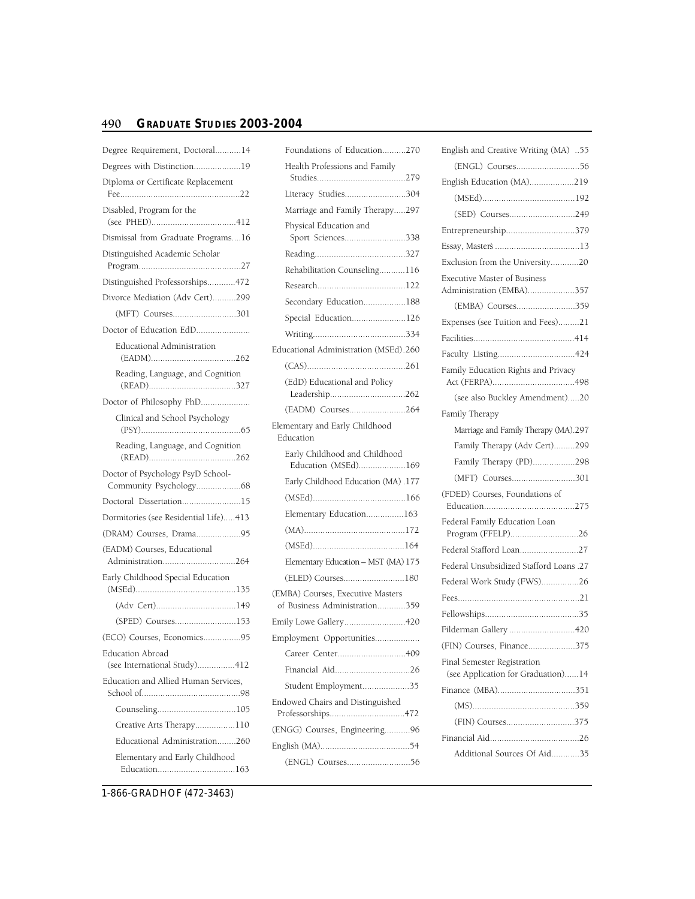Degree Requirement, Doctoral...........14

Degrees with Distinction....................19

Diploma or Certificate Replacement Fee...................................................22

Disabled, Program for the (see PHED)...................................412

Dismissal from Graduate Programs....16

Distinguished Academic Scholar Program............................................27

Distinguished Professorships............472

Divorce Mediation (Adv Cert)..........299

(MFT) Courses...........................301

Doctor of Education EdD.......................

Educational Administration (EADM)...................................262

Reading, Language, and Cognition (READ)....................................327

Doctor of Philosophy PhD.....................

Clinical and School Psychology (PSY)..........................................65

Reading, Language, and Cognition (READ)....................................262

Doctor of Psychology PsyD School-Community Psychology...................68

Doctoral Dissertation.........................15

Dormitories (see Residential Life).....413

(DRAM) Courses, Drama...................95

(EADM) Courses, Educational Administration...............................264

Early Childhood Special Education (MSEd)..........................................135

(Adv Cert)..................................149

(SPED) Courses..........................153

(ECO) Courses, Economics................95

Education Abroad (see International Study)................412

Education and Allied Human Services, School of..........................................98

Counseling.................................105

Creative Arts Therapy.................110

Educational Administration........260

Elementary and Early Childhood Education.................................163

Foundations of Education..........270

Health Professions and Family Studies.....................................279

Literacy Studies..........................304

Marriage and Family Therapy.....297

Physical Education and Sport Sciences..........................338

Reading......................................327

Rehabilitation Counseling...........116

Research.....................................122

Secondary Education..................188

Special Education.......................126

Writing.......................................334

Educational Administration (MSEd).260

(CAS).........................................261

(EdD) Educational and Policy Leadership................................262

(EADM) Courses........................264

Elementary and Early Childhood Education

Early Childhood and Childhood Education (MSEd)....................169

Early Childhood Education (MA) .177

(MSEd).......................................166

Elementary Education................163

(MA)..........................................172

(MSEd).......................................164

Elementary Education – MST (MA) 175

(ELED) Courses..........................180

(EMBA) Courses, Executive Masters of Business Administration............359

Emily Lowe Gallery..........................420

Employment Opportunities..................

Career Center.............................409

Financial Aid................................26

Student Employment....................35

Endowed Chairs and Distinguished Professorships................................472

(ENGG) Courses, Engineering...........96

English (MA)......................................54

(ENGL) Courses...........................56

English and Creative Writing (MA) ..55

(ENGL) Courses...........................56

English Education (MA)...................219

(MSEd).......................................192

(SED) Courses............................249

Entrepreneurship.............................379

Essay, Master's ....................................13

Exclusion from the University............20

Executive Master of Business Administration (EMBA)....................357

(EMBA) Courses.........................359

Expenses (see Tuition and Fees).........21

Facilities...........................................414

Faculty Listing.................................424

Family Education Rights and Privacy Act (FERPA)...................................498

(see also Buckley Amendment).....20

Family Therapy

Marriage and Family Therapy (MA).297

Family Therapy (Adv Cert).........299

Family Therapy (PD)..................298

(MFT) Courses...........................301

(FDED) Courses, Foundations of Education.......................................275

Federal Family Education Loan Program (FFELP).............................26

Federal Stafford Loan.........................27

Federal Unsubsidized Stafford Loans .27

Federal Work Study (FWS)................26

Fees...................................................21

Fellowships........................................35

Filderman Gallery ............................420

(FIN) Courses, Finance....................375

Final Semester Registration (see Application for Graduation)......14

Finance (MBA).................................351

(MS)...........................................359

(FIN) Courses.............................375

Financial Aid......................................26

Additional Sources Of Aid............35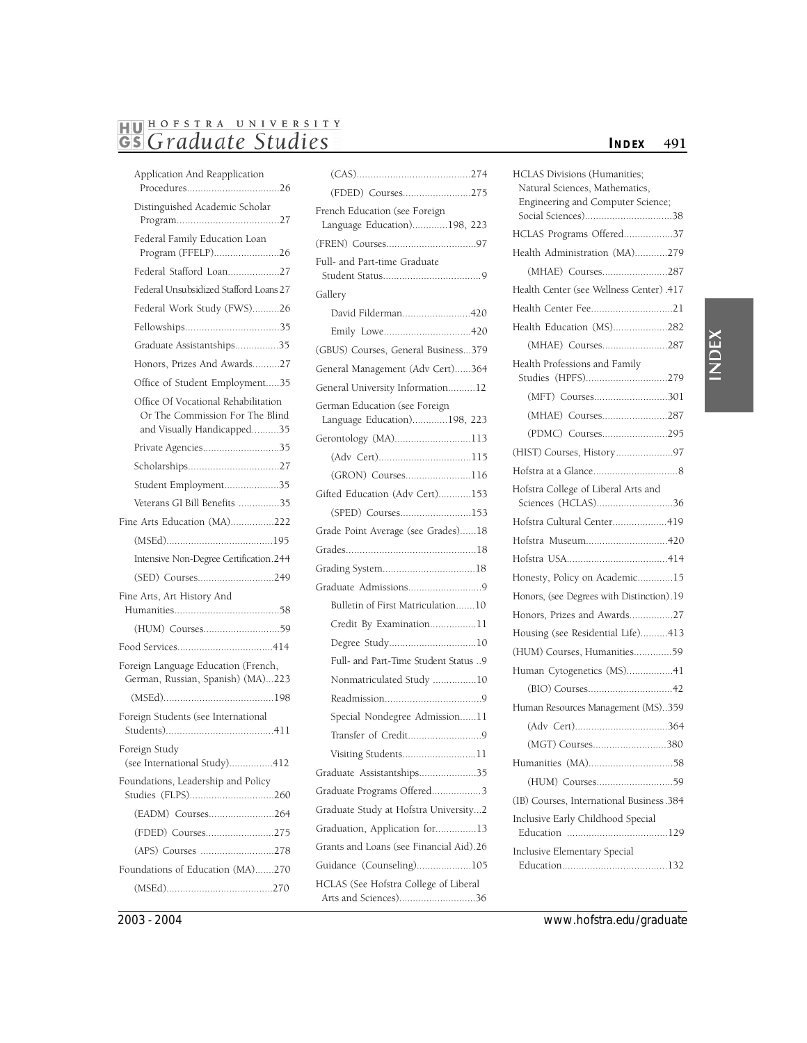Application And Reapplication Procedures..................................26

Distinguished Academic Scholar Program.....................................27

Federal Family Education Loan Program (FFELP)........................26

Federal Stafford Loan...................27

Federal Unsubsidized Stafford Loans 27

Federal Work Study (FWS)..........26

Fellowships..................................35

Graduate Assistantships................35

Honors, Prizes And Awards..........27

Office of Student Employment.....35

Office Of Vocational Rehabilitation Or The Commission For The Blind and Visually Handicapped..........35

Private Agencies...........................35

Scholarships.................................27

Student Employment....................35

Veterans GI Bill Benefits ...............35

Fine Arts Education (MA)................222

(MSEd).......................................195

Intensive Non-Degree Certification.244

(SED) Courses............................249

Fine Arts, Art History And Humanities......................................58

(HUM) Courses............................59

Food Services...................................414

Foreign Language Education (French, German, Russian, Spanish) (MA)...223

(MSEd)........................................198

Foreign Students (see International Students)......................................411

Foreign Study (see International Study)................412

Foundations, Leadership and Policy Studies (FLPS)..............................260

(EADM) Courses........................264

(FDED) Courses.........................275

(APS) Courses ...........................278

Foundations of Education (MA).......270

(MSEd).......................................270

(CAS).........................................274

(FDED) Courses.........................275

French Education (see Foreign Language Education).............198, 223

(FREN) Courses................................97

Full- and Part-time Graduate Student Status...................................9

Gallery

David Filderman.........................420

Emily Lowe................................420

(GBUS) Courses, General Business...379

General Management (Adv Cert)......364

General University Information..........12

German Education (see Foreign Language Education).............198, 223

Gerontology (MA)...........................113

(Adv Cert)..................................115

(GRON) Courses........................116

Gifted Education (Adv Cert)............153

(SPED) Courses..........................153

Grade Point Average (see Grades)......18

Grades...............................................18

Grading System..................................18

Graduate Admissions..........................9

Bulletin of First Matriculation.......10

Credit By Examination.................11

Degree Study...............................10

Full- and Part-Time Student Status ..9

Nonmatriculated Study ................10

Readmission...................................9

Special Nondegree Admission......11

Transfer of Credit..........................9

Visiting Students..........................11

Graduate Assistantships....................35

Graduate Programs Offered..................3

Graduate Study at Hofstra University...2

Graduation, Application for...............13

Grants and Loans (see Financial Aid).26

Guidance (Counseling)....................105

HCLAS (See Hofstra College of Liberal Arts and Sciences)............................36

HCLAS Divisions (Humanities; Natural Sciences, Mathematics, Engineering and Computer Science; Social Sciences)................................38

HCLAS Programs Offered..................37

Health Administration (MA)............279

(MHAE) Courses........................287

Health Center (see Wellness Center) .417

Health Center Fee..............................21

Health Education (MS)....................282

(MHAE) Courses........................287

Health Professions and Family Studies (HPFS)..............................279

(MFT) Courses...........................301

(MHAE) Courses........................287

(PDMC) Courses........................295

(HIST) Courses, History.....................97

Hofstra at a Glance...............................8

Hofstra College of Liberal Arts and Sciences (HCLAS)............................36

Hofstra Cultural Center....................419

Hofstra Museum..............................420

Hofstra USA.....................................414

Honesty, Policy on Academic.............15

Honors, (see Degrees with Distinction).19

Honors, Prizes and Awards................27

Housing (see Residential Life)..........413

(HUM) Courses, Humanities..............59

Human Cytogenetics (MS).................41

(BIO) Courses...............................42

Human Resources Management (MS)..359

(Adv Cert)..................................364

(MGT) Courses...........................380

Humanities (MA)...............................58

(HUM) Courses............................59

(IB) Courses, International Business.384

Inclusive Early Childhood Special Education .....................................129

Inclusive Elementary Special Education......................................132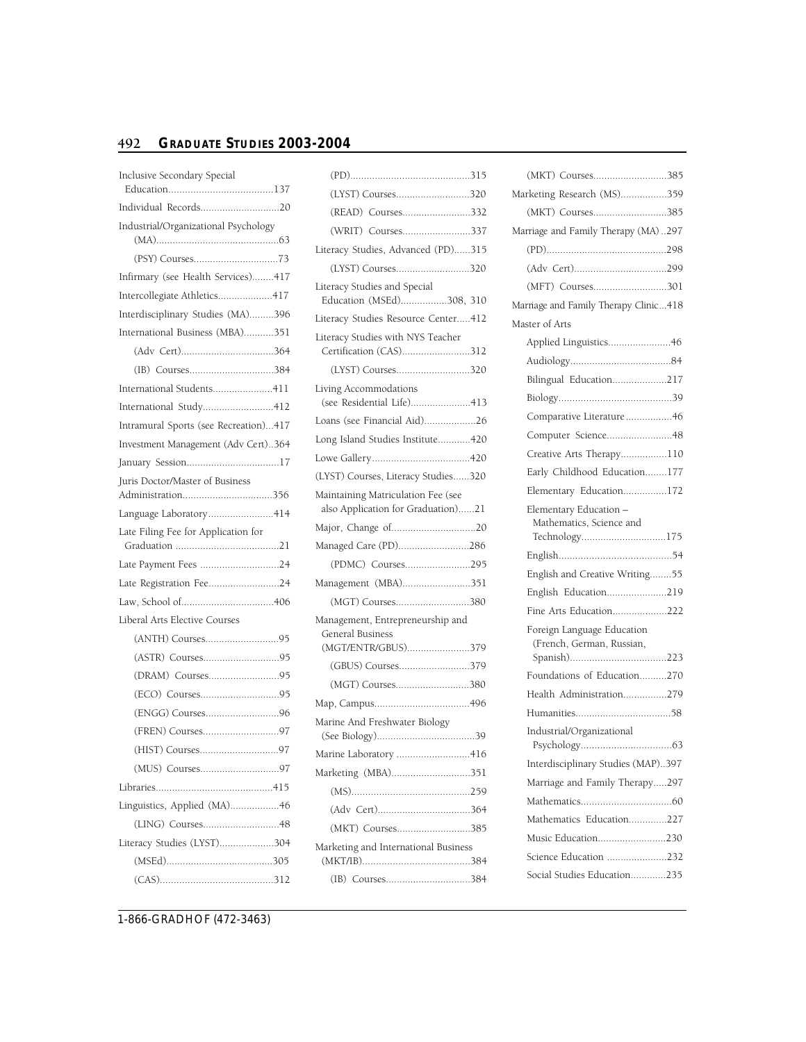Inclusive Secondary Special Education......................................137

Individual Records.............................20

Industrial/Organizational Psychology (MA).............................................63

(PSY) Courses...............................73

Infirmary (see Health Services)........417

Intercollegiate Athletics....................417

Interdisciplinary Studies (MA).........396

International Business (MBA)...........351

(Adv Cert)..................................364

(IB) Courses...............................384

International Students......................411

International Study..........................412

Intramural Sports (see Recreation)...417

Investment Management (Adv Cert)..364

January Session..................................17

Juris Doctor/Master of Business Administration.................................356

Language Laboratory........................414

Late Filing Fee for Application for Graduation ......................................21

Late Payment Fees .............................24

Late Registration Fee..........................24

Law, School of..................................406

Liberal Arts Elective Courses

(ANTH) Courses...........................95

(ASTR) Courses............................95

(DRAM) Courses..........................95

(ECO) Courses.............................95

(ENGG) Courses...........................96

(FREN) Courses............................97

(HIST) Courses.............................97

(MUS) Courses.............................97

Libraries...........................................415

Linguistics, Applied (MA)..................46

(LING) Courses............................48

Literacy Studies (LYST)....................304

(MSEd).......................................305

(CAS).........................................312

(PD)............................................315

(LYST) Courses...........................320

(READ) Courses.........................332

(WRIT) Courses.........................337

Literacy Studies, Advanced (PD)......315

(LYST) Courses...........................320

Literacy Studies and Special Education (MSEd).................308, 310

Literacy Studies Resource Center.....412

Literacy Studies with NYS Teacher Certification (CAS).........................312

(LYST) Courses...........................320

Living Accommodations (see Residential Life)......................413

Loans (see Financial Aid)...................26

Long Island Studies Institute............420

Lowe Gallery....................................420

(LYST) Courses, Literacy Studies......320

Maintaining Matriculation Fee (see also Application for Graduation)......21

Major, Change of...............................20

Managed Care (PD)..........................286

(PDMC) Courses........................295

Management (MBA).........................351

(MGT) Courses...........................380

Management, Entrepreneurship and General Business (MGT/ENTR/GBUS).......................379

(GBUS) Courses..........................379

(MGT) Courses...........................380

Map, Campus...................................496

Marine And Freshwater Biology (See Biology)...................................39

Marine Laboratory ...........................416

Marketing (MBA).............................351

(MS)...........................................259

(Adv Cert)..................................364

(MKT) Courses...........................385

Marketing and International Business (MKT/IB).......................................384

(IB) Courses...............................384

(MKT) Courses...........................385

Marketing Research (MS).................359

(MKT) Courses...........................385

Marriage and Family Therapy (MA)..297

(PD)............................................298

(Adv Cert)..................................299

(MFT) Courses...........................301

Marriage and Family Therapy Clinic...418

Master of Arts

Applied Linguistics.......................46

Audiology.....................................84

Bilingual Education....................217

Biology..........................................39

Comparative Literature.................46

Computer Science........................48

Creative Arts Therapy.................110

Early Childhood Education........177

Elementary Education................172

Elementary Education – Mathematics, Science and Technology...............................175

English.........................................54

English and Creative Writing........55

English Education......................219

Fine Arts Education....................222

Foreign Language Education (French, German, Russian, Spanish)...................................223

Foundations of Education..........270

Health Administration................279

Humanities...................................58

Industrial/Organizational Psychology.................................63

Interdisciplinary Studies (MAP)..397

Marriage and Family Therapy.....297

Mathematics.................................60

Mathematics Education..............227

Music Education.........................230

Science Education ......................232

Social Studies Education.............235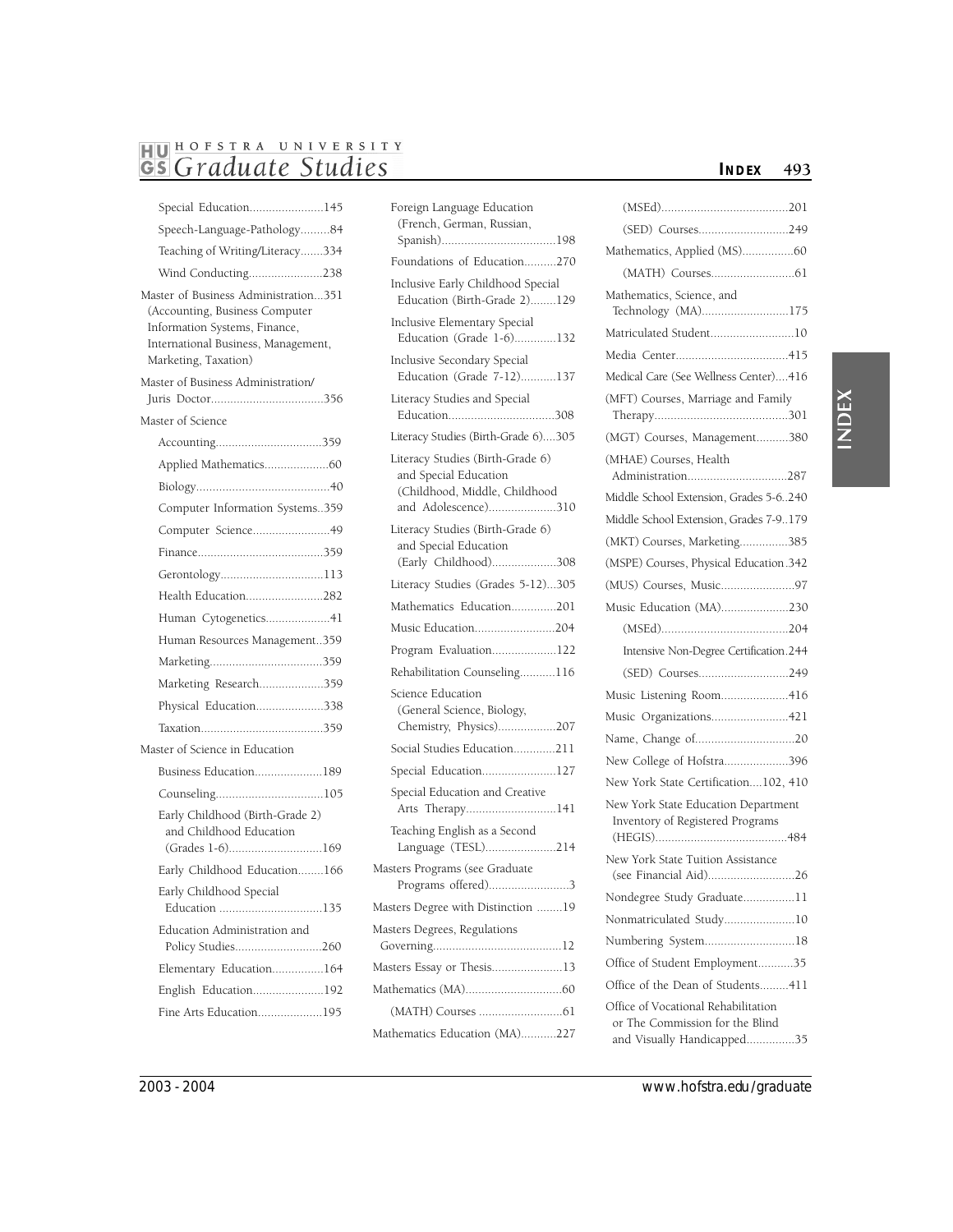Special Education.......................145

Speech-Language-Pathology.........84

Teaching of Writing/Literacy.......334

Wind Conducting.......................238

Master of Business Administration...351 (Accounting, Business Computer Information Systems, Finance, International Business, Management, Marketing, Taxation)

Master of Business Administration/ Juris Doctor...................................356

Master of Science

Accounting.................................359

Applied Mathematics....................60

Biology..........................................40

Computer Information Systems..359

Computer Science........................49

Finance.......................................359

Gerontology................................113

Health Education........................282

Human Cytogenetics....................41

Human Resources Management..359

Marketing...................................359

Marketing Research....................359

Physical Education.....................338

Taxation......................................359

Master of Science in Education

Business Education.....................189

Counseling.................................105

Early Childhood (Birth-Grade 2) and Childhood Education (Grades 1-6).............................169

Early Childhood Education........166

Early Childhood Special Education ................................135

Education Administration and Policy Studies...........................260

Elementary Education................164

English Education......................192

Fine Arts Education....................195

Foreign Language Education (French, German, Russian, Spanish)...................................198

Foundations of Education..........270

Inclusive Early Childhood Special Education (Birth-Grade 2)........129

Inclusive Elementary Special Education (Grade 1-6).............132

Inclusive Secondary Special Education (Grade 7-12)...........137

Literacy Studies and Special Education.................................308

Literacy Studies (Birth-Grade 6)....305

Literacy Studies (Birth-Grade 6) and Special Education (Childhood, Middle, Childhood and Adolescence).....................310

Literacy Studies (Birth-Grade 6) and Special Education (Early Childhood)....................308

Literacy Studies (Grades 5-12)...305

Mathematics Education..............201

Music Education.........................204

Program Evaluation....................122

Rehabilitation Counseling...........116

Science Education (General Science, Biology, Chemistry, Physics)..................207

Social Studies Education.............211

Special Education.......................127

Special Education and Creative Arts Therapy............................141

Teaching English as a Second Language (TESL)......................214

Masters Programs (see Graduate Programs offered).........................3

Masters Degree with Distinction ........19

Masters Degrees, Regulations Governing........................................12

Masters Essay or Thesis......................13

Mathematics (MA)..............................60

(MATH) Courses ..........................61

Mathematics Education (MA)...........227

(MSEd).......................................201

(SED) Courses............................249

Mathematics, Applied (MS)................60

(MATH) Courses..........................61

Mathematics, Science, and Technology (MA)...........................175

Matriculated Student..........................10

Media Center...................................415

Medical Care (See Wellness Center)....416

(MFT) Courses, Marriage and Family Therapy.........................................301

(MGT) Courses, Management..........380

(MHAE) Courses, Health Administration...............................287

Middle School Extension, Grades 5-6..240

Middle School Extension, Grades 7-9..179

(MKT) Courses, Marketing...............385

(MSPE) Courses, Physical Education.342

(MUS) Courses, Music.......................97

Music Education (MA).....................230

(MSEd).......................................204

Intensive Non-Degree Certification.244

(SED) Courses............................249

Music Listening Room.....................416

Music Organizations........................421

Name, Change of...............................20

New College of Hofstra....................396

New York State Certification....102, 410

New York State Education Department Inventory of Registered Programs (HEGIS).........................................484

New York State Tuition Assistance (see Financial Aid)...........................26

Nondegree Study Graduate................11

Nonmatriculated Study......................10

Numbering System............................18

Office of Student Employment...........35

Office of the Dean of Students.........411

Office of Vocational Rehabilitation or The Commission for the Blind and Visually Handicapped...............35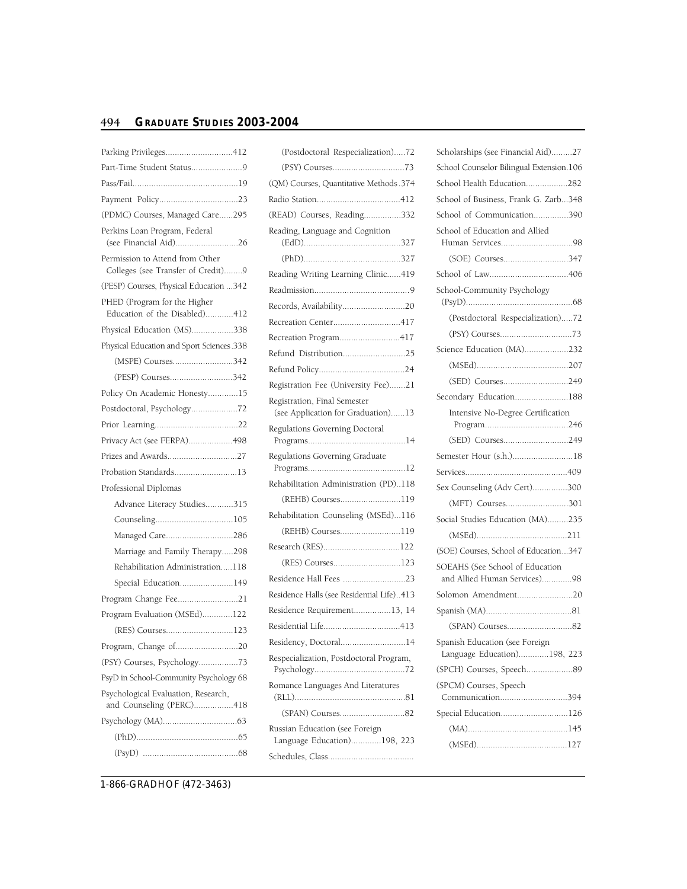Parking Privileges.............................412
Part-Time Student Status......................9
Pass/Fail..............................................19
Payment Policy..................................23
(PDMC) Courses, Managed Care......295
Perkins Loan Program, Federal (see Financial Aid)...........................26
Permission to Attend from Other Colleges (see Transfer of Credit)........9
(PESP) Courses, Physical Education ...342
PHED (Program for the Higher Education of the Disabled)............412
Physical Education (MS)..................338
Physical Education and Sport Sciences .338
- (MSPE) Courses..........................342
- (PESP) Courses...........................342

Policy On Academic Honesty.............15
Postdoctoral, Psychology....................72
Prior Learning....................................22
Privacy Act (see FERPA)...................498
Prizes and Awards..............................27
Probation Standards...........................13
Professional Diplomas
- Advance Literacy Studies............315
- Counseling.................................105
- Managed Care.............................286
- Marriage and Family Therapy.....298
- Rehabilitation Administration.....118
- Special Education.......................149

Program Change Fee..........................21
Program Evaluation (MSEd).............122
- (RES) Courses.............................123

Program, Change of...........................20
(PSY) Courses, Psychology.................73
PsyD in School-Community Psychology 68
Psychological Evaluation, Research, and Counseling (PERC).................418
Psychology (MA)................................63
- (PhD)...........................................65
- (PsyD) .........................................68
- (Postdoctoral Respecialization).....72
- (PSY) Courses...............................73

(QM) Courses, Quantitative Methods .374
Radio Station....................................412
(READ) Courses, Reading................332
Reading, Language and Cognition
- (EdD)..........................................327
- (PhD)..........................................327

Reading Writing Learning Clinic......419
Readmission.........................................9
Records, Availability...........................20
Recreation Center.............................417
Recreation Program..........................417
Refund Distribution...........................25
Refund Policy.....................................24
Registration Fee (University Fee).......21
Registration, Final Semester (see Application for Graduation)......13
Regulations Governing Doctoral Programs..........................................14
Regulations Governing Graduate Programs..........................................12
Rehabilitation Administration (PD)..118
- (REHB) Courses..........................119

Rehabilitation Counseling (MSEd)...116
- (REHB) Courses..........................119

Research (RES).................................122
- (RES) Courses.............................123

Residence Hall Fees ...........................23
Residence Halls (see Residential Life)..413
Residence Requirement................13, 14
Residential Life.................................413
Residency, Doctoral............................14
Respecialization, Postdoctoral Program, Psychology.......................................72
Romance Languages And Literatures (RLL)...............................................81
- (SPAN) Courses............................82

Russian Education (see Foreign Language Education).............198, 223
Schedules, Class....................................
Scholarships (see Financial Aid).........27
School Counselor Bilingual Extension.106
School Health Education..................282
School of Business, Frank G. Zarb...348
School of Communication...............390
School of Education and Allied Human Services...............................98
- (SOE) Courses............................347

School of Law..................................406
School-Community Psychology (PsyD)..............................................68
- (Postdoctoral Respecialization).....72
- (PSY) Courses...............................73

Science Education (MA)...................232
- (MSEd).......................................207
- (SED) Courses............................249

Secondary Education.......................188
- Intensive No-Degree Certification Program...................................246
- (SED) Courses............................249

Semester Hour (s.h.)..........................18
Services............................................409
Sex Counseling (Adv Cert)...............300
- (MFT) Courses...........................301

Social Studies Education (MA).........235
- (MSEd).......................................211

(SOE) Courses, School of Education...347
SOEAHS (See School of Education and Allied Human Services).............98
Solomon Amendment........................20
Spanish (MA).....................................81
- (SPAN) Courses............................82

Spanish Education (see Foreign Language Education).............198, 223
(SPCH) Courses, Speech....................89
(SPCM) Courses, Speech Communication.............................394
Special Education.............................126
- (MA)...........................................145
- (MSEd).......................................127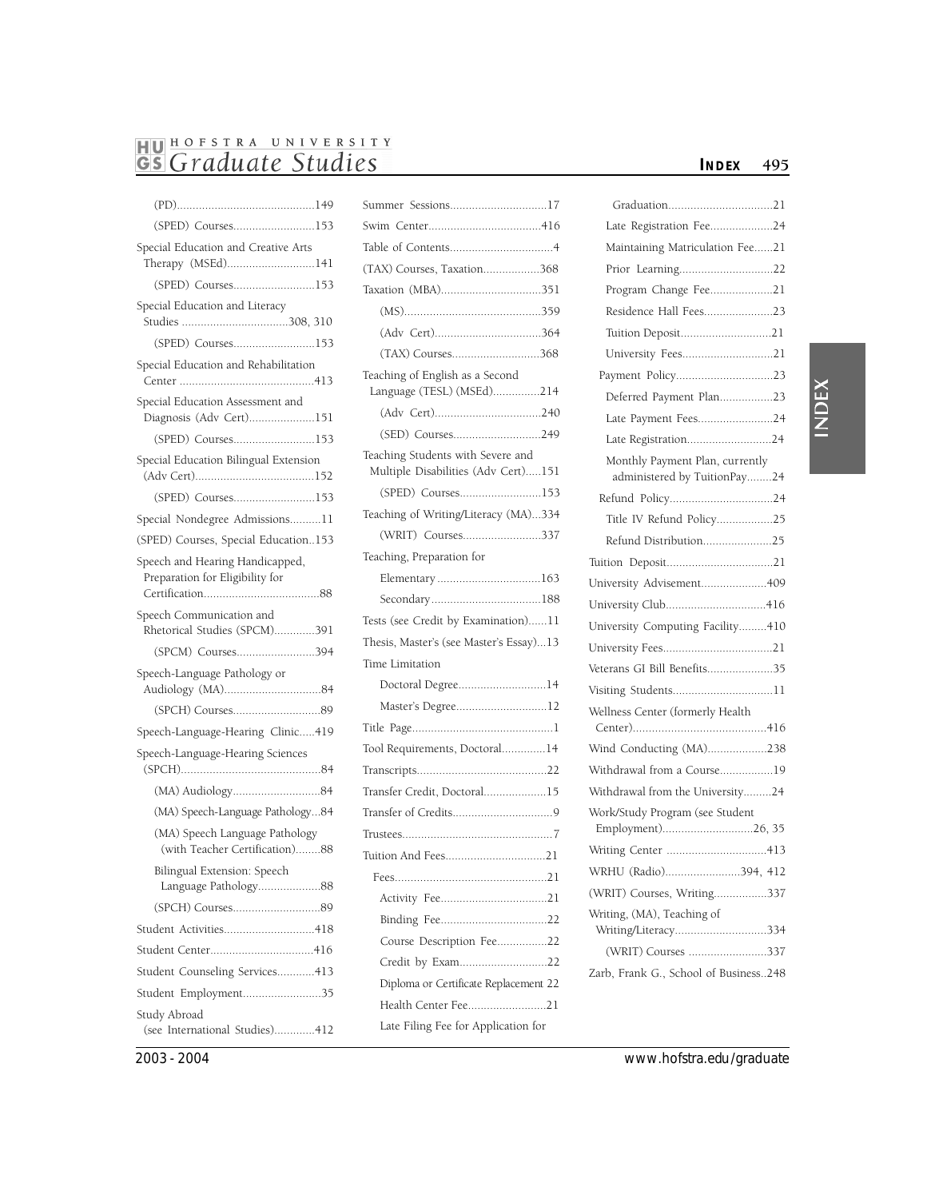(PD)...........................................149

(SPED) Courses.........................153

Special Education and Creative Arts Therapy (MSEd)...........................141

(SPED) Courses.........................153

Special Education and Literacy Studies .................................308, 310

(SPED) Courses.........................153

Special Education and Rehabilitation Center ..........................................413

Special Education Assessment and Diagnosis (Adv Cert)....................151

(SPED) Courses.........................153

Special Education Bilingual Extension (Adv Cert).....................................152

(SPED) Courses.........................153

Special Nondegree Admissions..........11

(SPED) Courses, Special Education..153

Speech and Hearing Handicapped, Preparation for Eligibility for Certification....................................88

Speech Communication and Rhetorical Studies (SPCM).............391

(SPCM) Courses........................394

Speech-Language Pathology or Audiology (MA)..............................84

(SPCH) Courses...........................89

Speech-Language-Hearing Clinic.....419

Speech-Language-Hearing Sciences (SPCH)............................................84

(MA) Audiology...........................84

(MA) Speech-Language Pathology...84

(MA) Speech Language Pathology (with Teacher Certification)........88

Bilingual Extension: Speech Language Pathology...................88

(SPCH) Courses...........................89

Student Activities............................418

Student Center................................416

Student Counseling Services............413

Student Employment.........................35

Study Abroad (see International Studies)............412

Summer Sessions..............................17

Swim Center...................................416

Table of Contents................................4

(TAX) Courses, Taxation.................368

Taxation (MBA)...............................351

(MS)...........................................359

(Adv Cert)..................................364

(TAX) Courses...........................368

Teaching of English as a Second Language (TESL) (MSEd)..............214

(Adv Cert).................................240

(SED) Courses...........................249

Teaching Students with Severe and Multiple Disabilities (Adv Cert).....151

(SPED) Courses.........................153

Teaching of Writing/Literacy (MA)...334

(WRIT) Courses........................337

Teaching, Preparation for

Elementary ................................163

Secondary..................................188

Tests (see Credit by Examination)......11

Thesis, Master's (see Master's Essay)...13

Time Limitation

Doctoral Degree...........................14

Master's Degree............................12

Title Page............................................1

Tool Requirements, Doctoral.............14

Transcripts........................................22

Transfer Credit, Doctoral...................15

Transfer of Credits...............................9

Trustees...............................................7

Tuition And Fees...............................21

Fees...............................................21

Activity Fee.................................21

Binding Fee.................................22

Course Description Fee................22

Credit by Exam...........................22

Diploma or Certificate Replacement 22

Health Center Fee........................21

Late Filing Fee for Application for Graduation.................................21

Late Registration Fee...................24

Maintaining Matriculation Fee......21

Prior Learning.............................22

Program Change Fee...................21

Residence Hall Fees.....................23

Tuition Deposit............................21

University Fees............................21

Payment Policy...............................23

Deferred Payment Plan................23

Late Payment Fees.......................24

Late Registration..........................24

Monthly Payment Plan, currently administered by TuitionPay........24

Refund Policy................................24

Title IV Refund Policy..................25

Refund Distribution......................25

Tuition Deposit.................................21

University Advisement....................409

University Club...............................416

University Computing Facility.........410

University Fees..................................21

Veterans GI Bill Benefits....................35

Visiting Students...............................11

Wellness Center (formerly Health Center)..........................................416

Wind Conducting (MA)..................238

Withdrawal from a Course................19

Withdrawal from the University.........24

Work/Study Program (see Student Employment)............................26, 35

Writing Center ...............................413

WRHU (Radio).......................394, 412

(WRIT) Courses, Writing................337

Writing, (MA), Teaching of Writing/Literacy............................334

(WRIT) Courses ........................337

Zarb, Frank G., School of Business..248